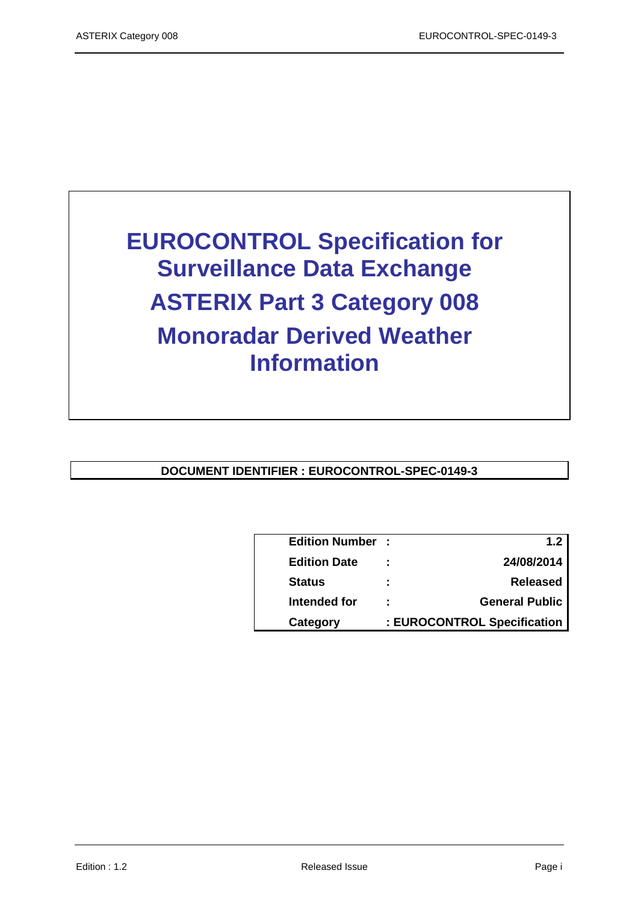# EUROCONTROL Specification for Surveillance Data Exchange

# ASTERIX Part 3 Category 008

# Monoradar Derived Weather Information

**DOCUMENT IDENTIFIER : EUROCONTROL-SPEC-0149-3**

| | | |
|---|---|---|
| **Edition Number** | **:** | **1.2** |
| **Edition Date** | **:** | **24/08/2014** |
| **Status** | **:** | **Released** |
| **Intended for** | **:** | **General Public** |
| **Category** | **:** | **EUROCONTROL Specification** |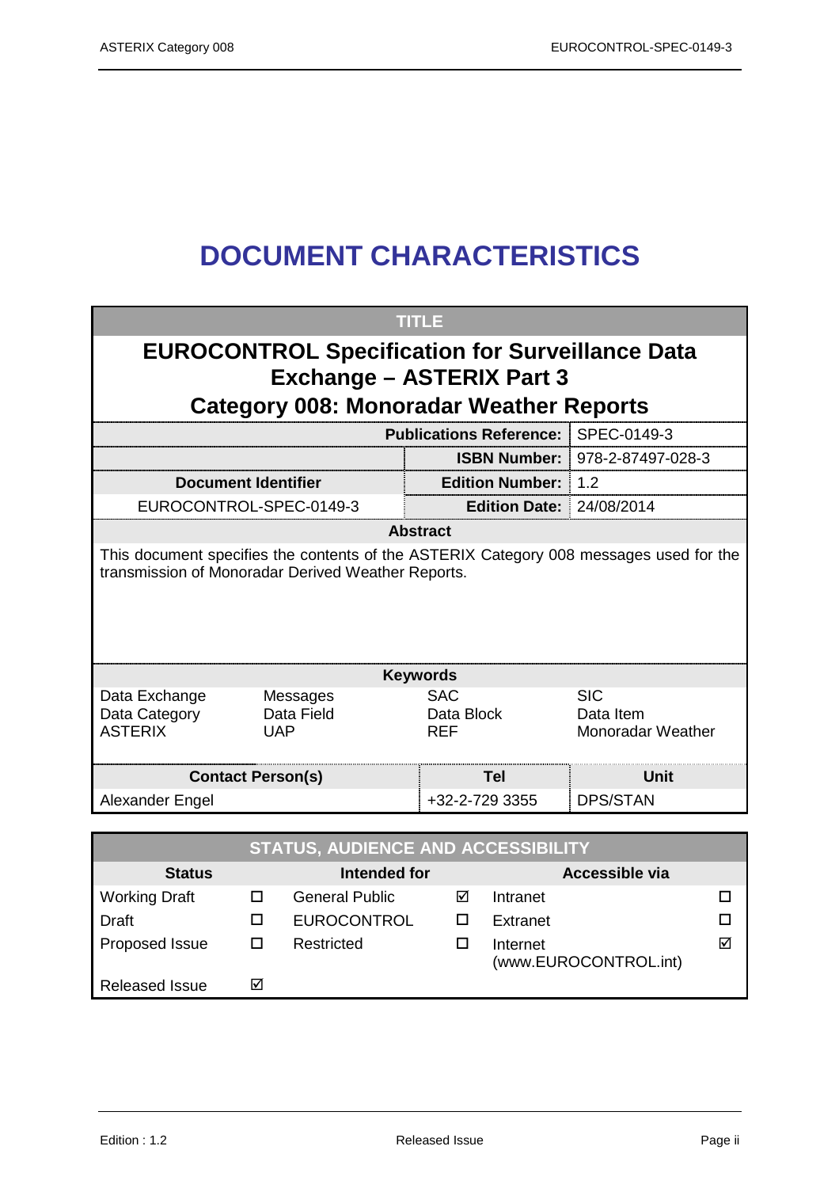# DOCUMENT CHARACTERISTICS

| TITLE | | | |
|---|---|---|---|
| **EUROCONTROL Specification for Surveillance Data Exchange – ASTERIX Part 3 Category 008: Monoradar Weather Reports** | | | |
| | | **Publications Reference:** | SPEC-0149-3 |
| | | **ISBN Number:** | 978-2-87497-028-3 |
| **Document Identifier** | | **Edition Number:** | 1.2 |
| EUROCONTROL-SPEC-0149-3 | | **Edition Date:** | 24/08/2014 |

**Abstract**

This document specifies the contents of the ASTERIX Category 008 messages used for the transmission of Monoradar Derived Weather Reports.

**Keywords**

| | | | |
|---|---|---|---|
| Data Exchange | Messages | SAC | SIC |
| Data Category | Data Field | Data Block | Data Item |
| ASTERIX | UAP | REF | Monoradar Weather |

| Contact Person(s) | Tel | Unit |
|---|---|---|
| Alexander Engel | +32-2-729 3355 | DPS/STAN |

| STATUS, AUDIENCE AND ACCESSIBILITY | | | | | |
|---|---|---|---|---|---|
| **Status** | | **Intended for** | | **Accessible via** | |
| Working Draft | ☐ | General Public | ☑ | Intranet | ☐ |
| Draft | ☐ | EUROCONTROL | ☐ | Extranet | ☐ |
| Proposed Issue | ☐ | Restricted | ☐ | Internet (www.EUROCONTROL.int) | ☑ |
| Released Issue | ☑ | | | | |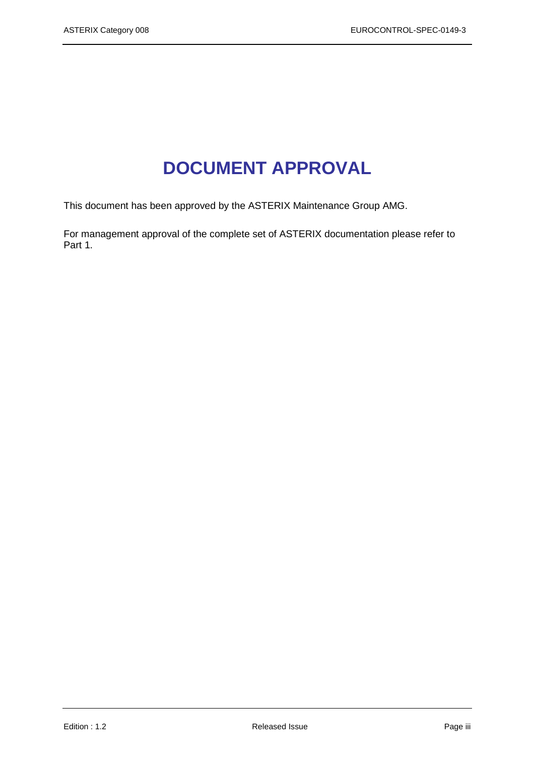# DOCUMENT APPROVAL

This document has been approved by the ASTERIX Maintenance Group AMG.

For management approval of the complete set of ASTERIX documentation please refer to Part 1.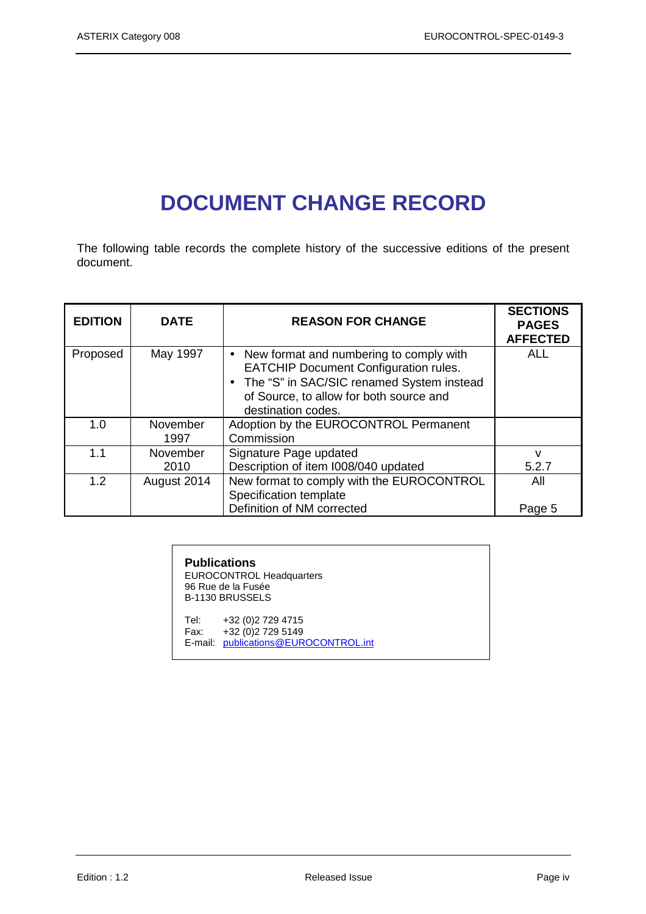# DOCUMENT CHANGE RECORD

The following table records the complete history of the successive editions of the present document.

| EDITION | DATE | REASON FOR CHANGE | SECTIONS PAGES AFFECTED |
|---|---|---|---|
| Proposed | May 1997 | • New format and numbering to comply with EATCHIP Document Configuration rules.<br>• The "S" in SAC/SIC renamed System instead of Source, to allow for both source and destination codes. | ALL |
| 1.0 | November 1997 | Adoption by the EUROCONTROL Permanent Commission | |
| 1.1 | November 2010 | Signature Page updated<br>Description of item I008/040 updated | v<br>5.2.7 |
| 1.2 | August 2014 | New format to comply with the EUROCONTROL Specification template<br>Definition of NM corrected | All<br><br>Page 5 |

**Publications**
EUROCONTROL Headquarters
96 Rue de la Fusée
B-1130 BRUSSELS

Tel: +32 (0)2 729 4715
Fax: +32 (0)2 729 5149
E-mail: publications@EUROCONTROL.int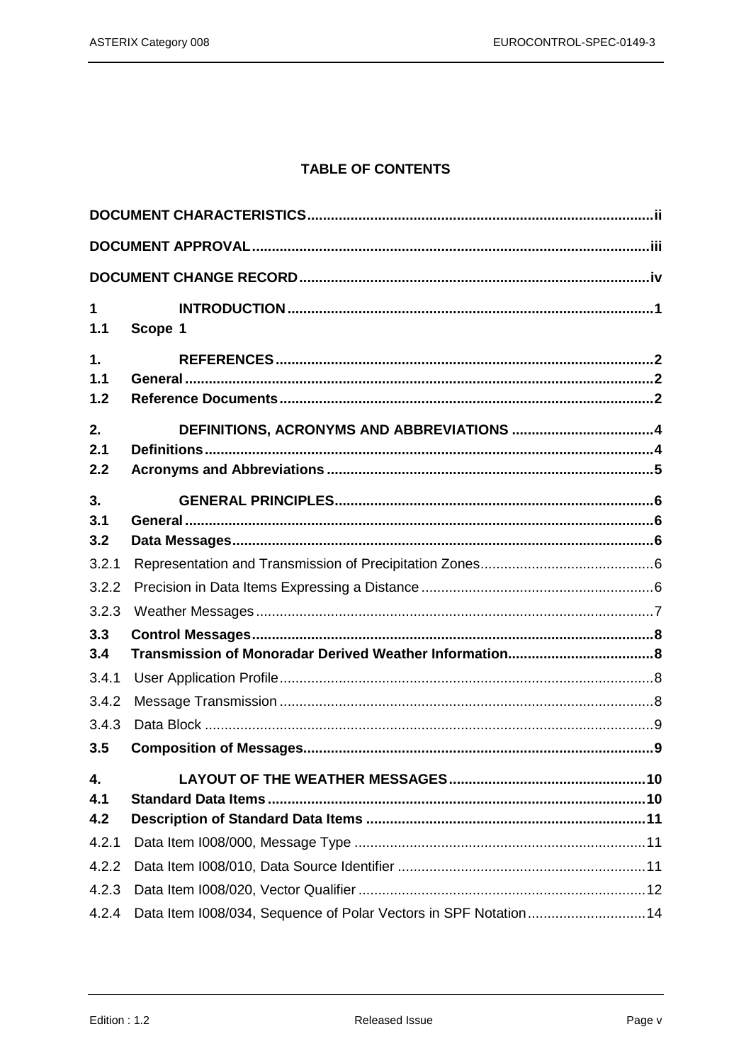# TABLE OF CONTENTS

**DOCUMENT CHARACTERISTICS** ........ ii

**DOCUMENT APPROVAL** ........ iii

**DOCUMENT CHANGE RECORD** ........ iv

**1 INTRODUCTION** ........ 1

**1.1 Scope 1**

**1. REFERENCES** ........ 2

**1.1 General** ........ 2

**1.2 Reference Documents** ........ 2

**2. DEFINITIONS, ACRONYMS AND ABBREVIATIONS** ........ 4

**2.1 Definitions** ........ 4

**2.2 Acronyms and Abbreviations** ........ 5

**3. GENERAL PRINCIPLES** ........ 6

**3.1 General** ........ 6

**3.2 Data Messages** ........ 6

3.2.1 Representation and Transmission of Precipitation Zones ........ 6

3.2.2 Precision in Data Items Expressing a Distance ........ 6

3.2.3 Weather Messages ........ 7

**3.3 Control Messages** ........ 8

**3.4 Transmission of Monoradar Derived Weather Information** ........ 8

3.4.1 User Application Profile ........ 8

3.4.2 Message Transmission ........ 8

3.4.3 Data Block ........ 9

**3.5 Composition of Messages** ........ 9

**4. LAYOUT OF THE WEATHER MESSAGES** ........ 10

**4.1 Standard Data Items** ........ 10

**4.2 Description of Standard Data Items** ........ 11

4.2.1 Data Item I008/000, Message Type ........ 11

4.2.2 Data Item I008/010, Data Source Identifier ........ 11

4.2.3 Data Item I008/020, Vector Qualifier ........ 12

4.2.4 Data Item I008/034, Sequence of Polar Vectors in SPF Notation ........ 14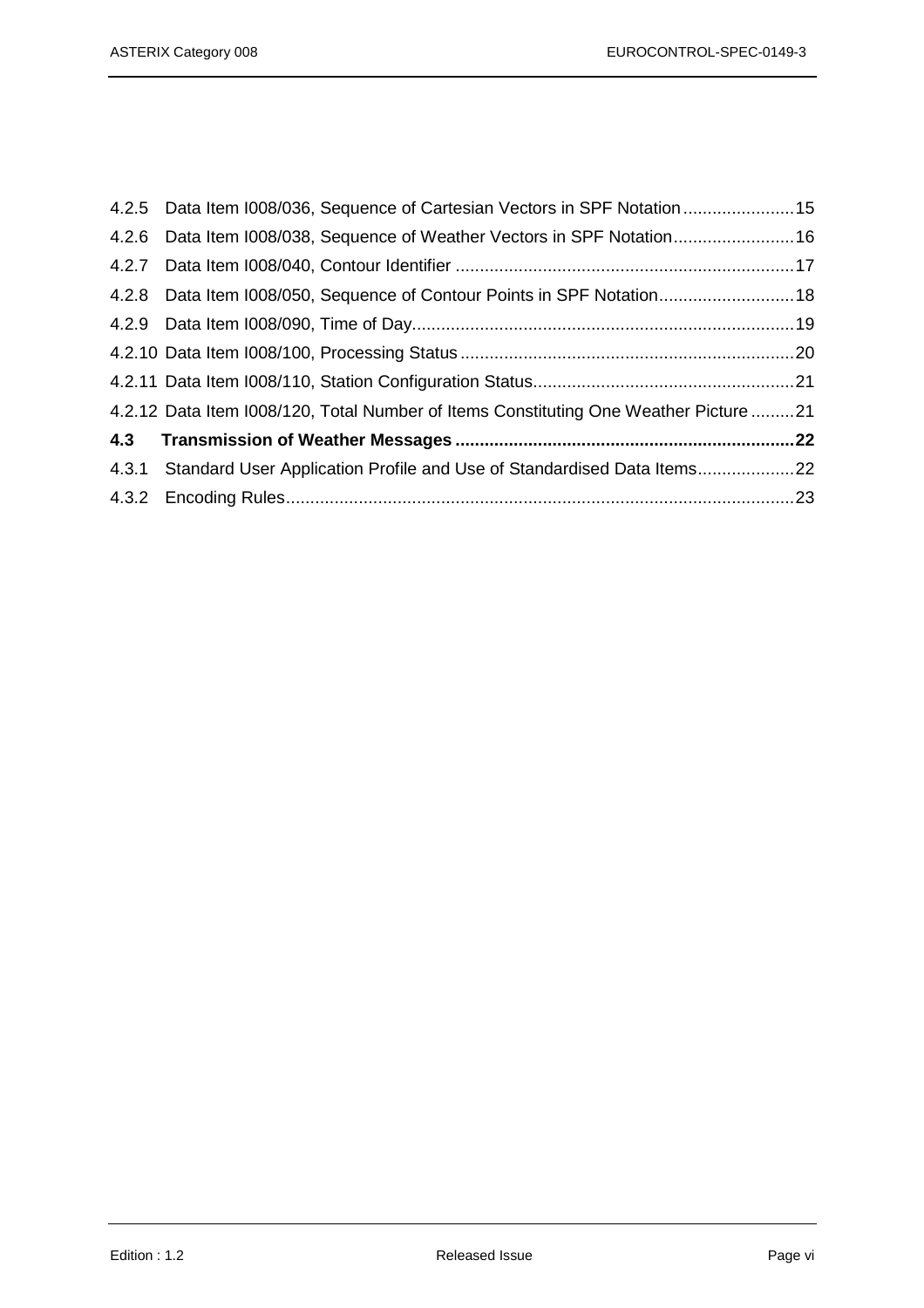4.2.5 Data Item I008/036, Sequence of Cartesian Vectors in SPF Notation .......................15

4.2.6 Data Item I008/038, Sequence of Weather Vectors in SPF Notation.........................16

4.2.7 Data Item I008/040, Contour Identifier .....................................................................17

4.2.8 Data Item I008/050, Sequence of Contour Points in SPF Notation............................18

4.2.9 Data Item I008/090, Time of Day..............................................................................19

4.2.10 Data Item I008/100, Processing Status ....................................................................20

4.2.11 Data Item I008/110, Station Configuration Status.....................................................21

4.2.12 Data Item I008/120, Total Number of Items Constituting One Weather Picture .........21

**4.3 Transmission of Weather Messages .....................................................................22**

4.3.1 Standard User Application Profile and Use of Standardised Data Items....................22

4.3.2 Encoding Rules.........................................................................................................23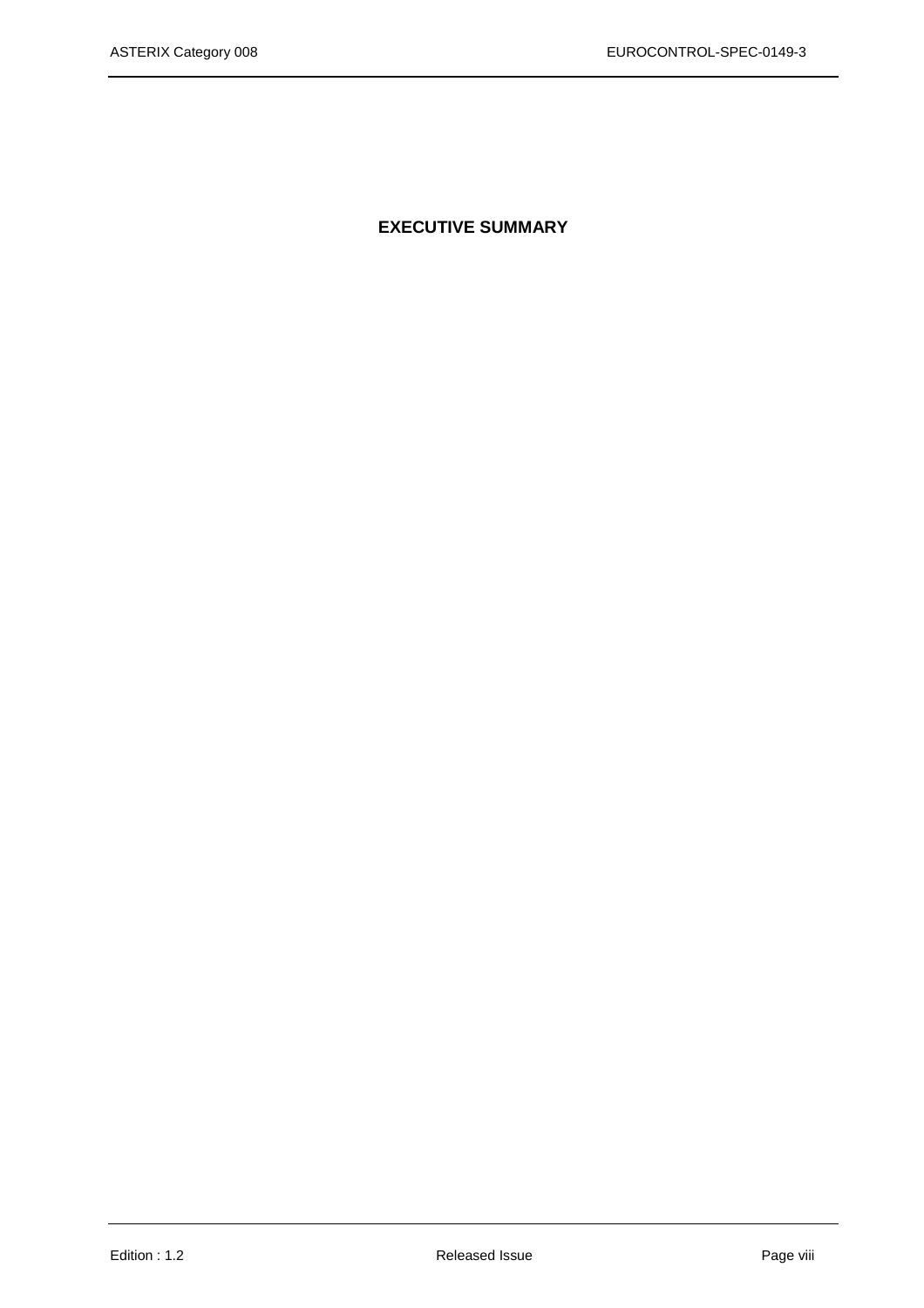# EXECUTIVE SUMMARY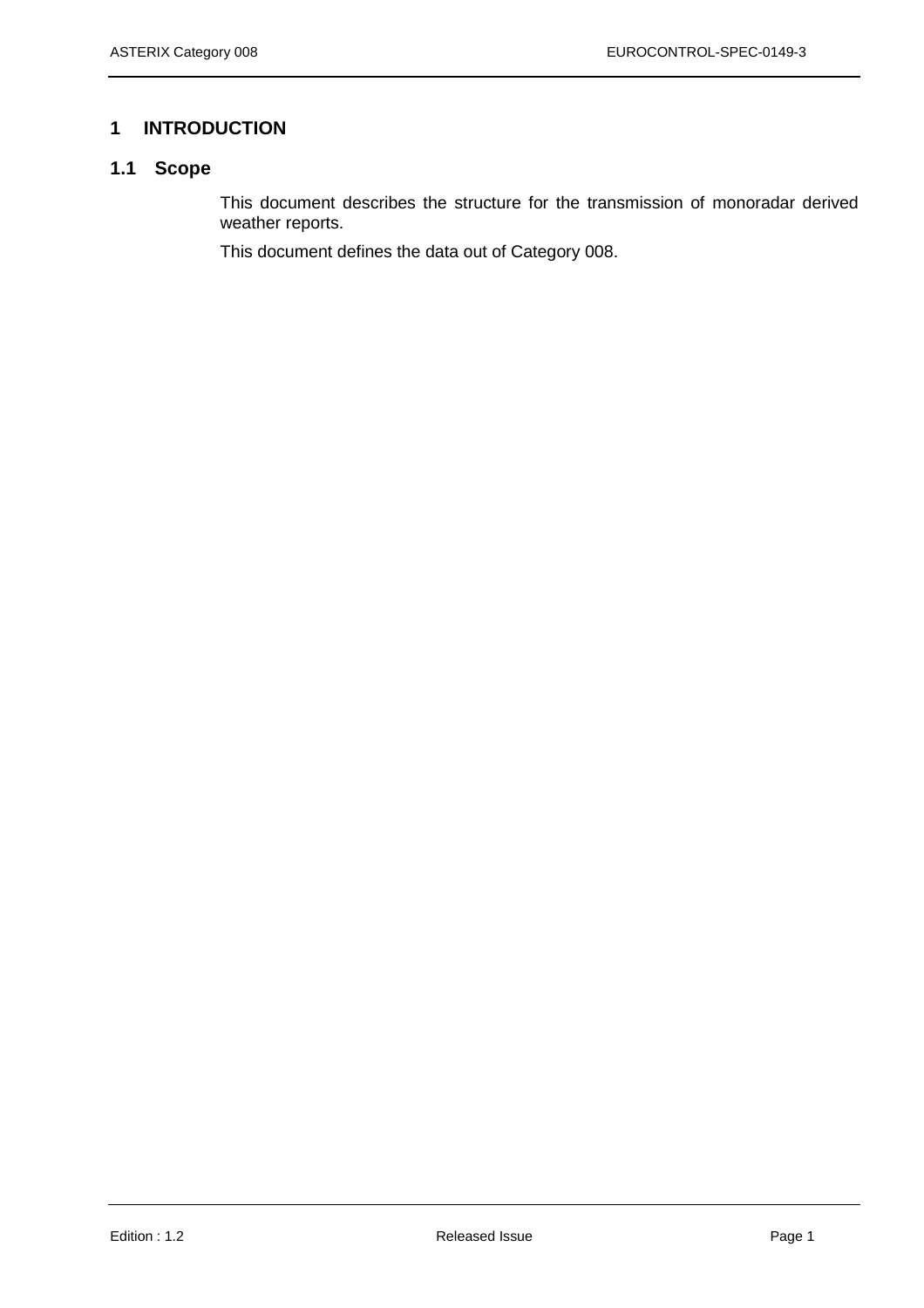# 1 INTRODUCTION

## 1.1 Scope

This document describes the structure for the transmission of monoradar derived weather reports.

This document defines the data out of Category 008.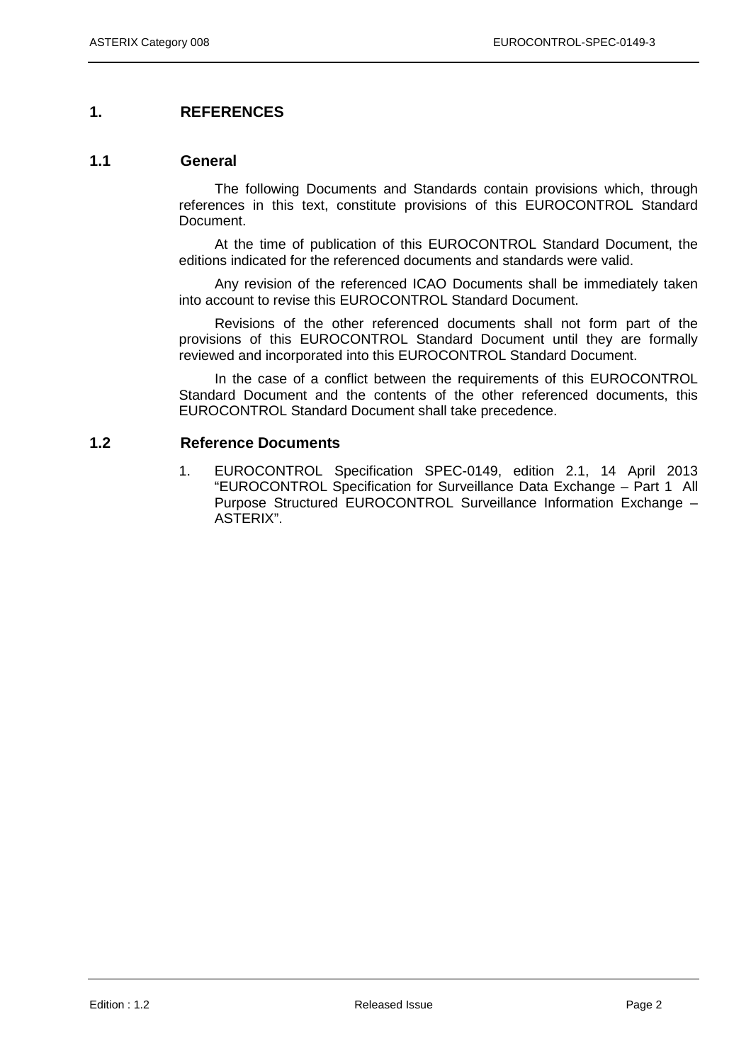# 1. REFERENCES

## 1.1 General

The following Documents and Standards contain provisions which, through references in this text, constitute provisions of this EUROCONTROL Standard Document.

At the time of publication of this EUROCONTROL Standard Document, the editions indicated for the referenced documents and standards were valid.

Any revision of the referenced ICAO Documents shall be immediately taken into account to revise this EUROCONTROL Standard Document.

Revisions of the other referenced documents shall not form part of the provisions of this EUROCONTROL Standard Document until they are formally reviewed and incorporated into this EUROCONTROL Standard Document.

In the case of a conflict between the requirements of this EUROCONTROL Standard Document and the contents of the other referenced documents, this EUROCONTROL Standard Document shall take precedence.

## 1.2 Reference Documents

1. EUROCONTROL Specification SPEC-0149, edition 2.1, 14 April 2013 "EUROCONTROL Specification for Surveillance Data Exchange – Part 1 All Purpose Structured EUROCONTROL Surveillance Information Exchange – ASTERIX".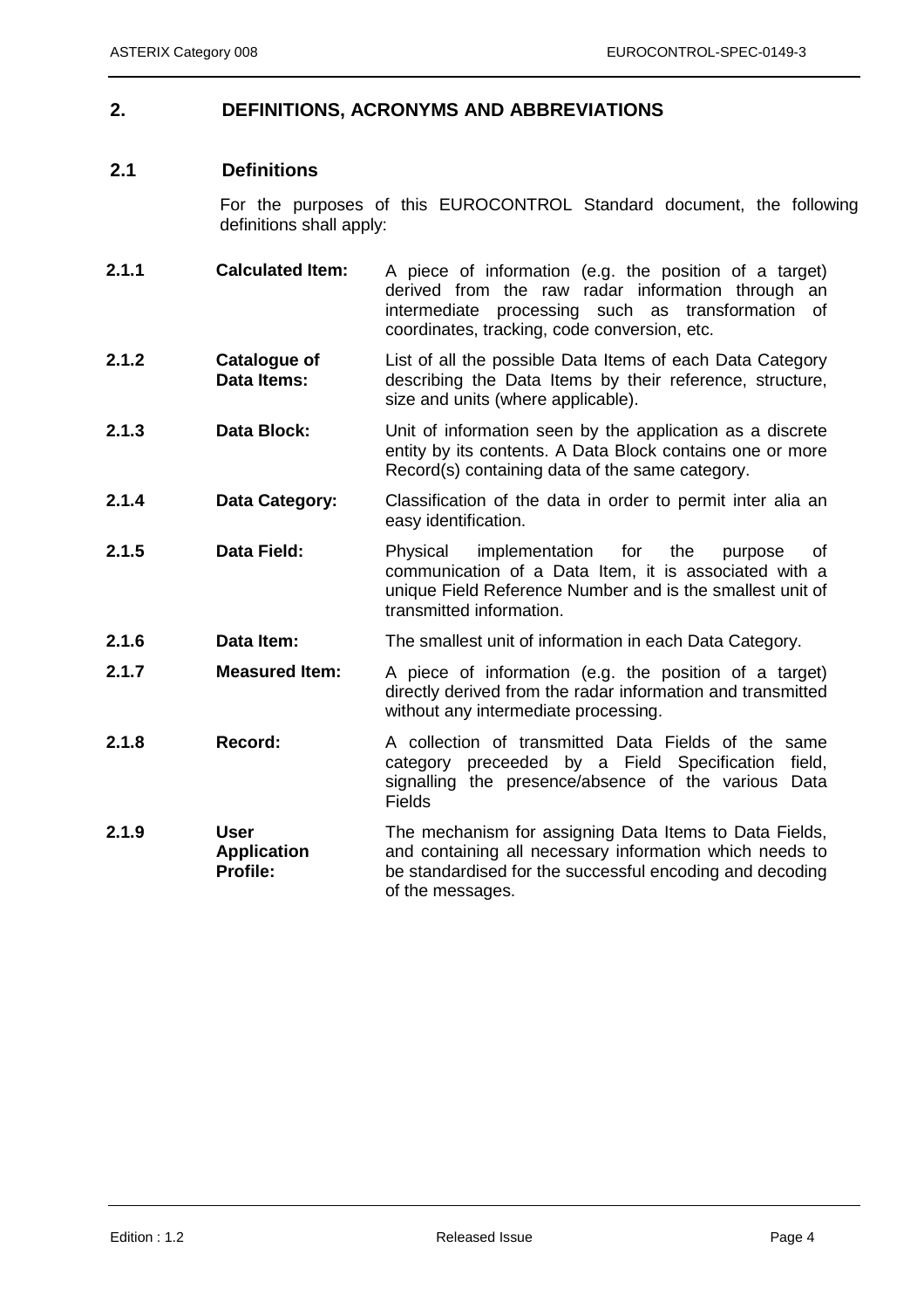# 2. DEFINITIONS, ACRONYMS AND ABBREVIATIONS

## 2.1 Definitions

For the purposes of this EUROCONTROL Standard document, the following definitions shall apply:

**2.1.1 Calculated Item:** A piece of information (e.g. the position of a target) derived from the raw radar information through an intermediate processing such as transformation of coordinates, tracking, code conversion, etc.

**2.1.2 Catalogue of Data Items:** List of all the possible Data Items of each Data Category describing the Data Items by their reference, structure, size and units (where applicable).

**2.1.3 Data Block:** Unit of information seen by the application as a discrete entity by its contents. A Data Block contains one or more Record(s) containing data of the same category.

**2.1.4 Data Category:** Classification of the data in order to permit inter alia an easy identification.

**2.1.5 Data Field:** Physical implementation for the purpose of communication of a Data Item, it is associated with a unique Field Reference Number and is the smallest unit of transmitted information.

**2.1.6 Data Item:** The smallest unit of information in each Data Category.

**2.1.7 Measured Item:** A piece of information (e.g. the position of a target) directly derived from the radar information and transmitted without any intermediate processing.

**2.1.8 Record:** A collection of transmitted Data Fields of the same category preceeded by a Field Specification field, signalling the presence/absence of the various Data Fields

**2.1.9 User Application Profile:** The mechanism for assigning Data Items to Data Fields, and containing all necessary information which needs to be standardised for the successful encoding and decoding of the messages.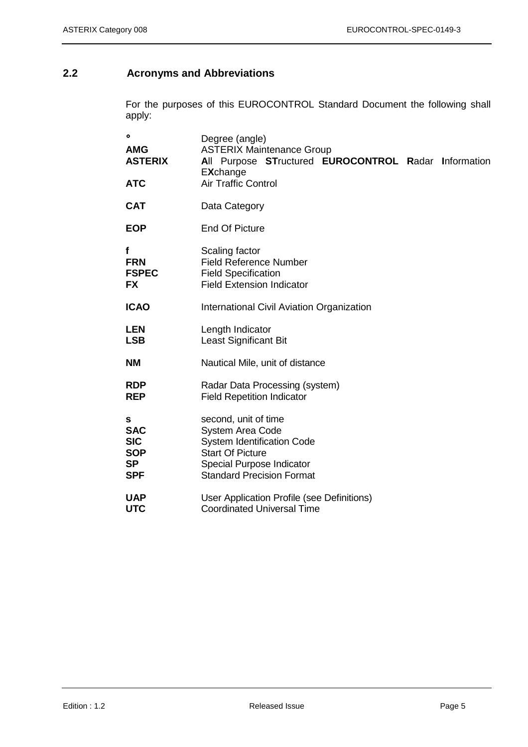## 2.2 Acronyms and Abbreviations

For the purposes of this EUROCONTROL Standard Document the following shall apply:

| | |
|---|---|
| **°** | Degree (angle) |
| **AMG** | ASTERIX Maintenance Group |
| **ASTERIX** | **A**ll Purpose **ST**ructured **EUROCONTROL R**adar **I**nformation E**X**change |
| **ATC** | Air Traffic Control |
| **CAT** | Data Category |
| **EOP** | End Of Picture |
| **f** | Scaling factor |
| **FRN** | Field Reference Number |
| **FSPEC** | Field Specification |
| **FX** | Field Extension Indicator |
| **ICAO** | International Civil Aviation Organization |
| **LEN** | Length Indicator |
| **LSB** | Least Significant Bit |
| **NM** | Nautical Mile, unit of distance |
| **RDP** | Radar Data Processing (system) |
| **REP** | Field Repetition Indicator |
| **s** | second, unit of time |
| **SAC** | System Area Code |
| **SIC** | System Identification Code |
| **SOP** | Start Of Picture |
| **SP** | Special Purpose Indicator |
| **SPF** | Standard Precision Format |
| **UAP** | User Application Profile (see Definitions) |
| **UTC** | Coordinated Universal Time |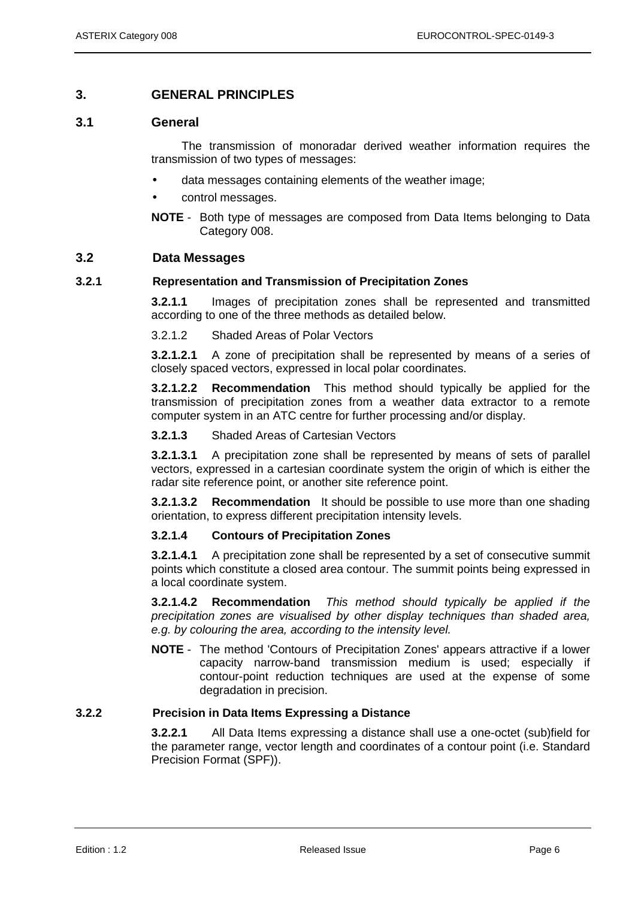# 3. GENERAL PRINCIPLES

## 3.1 General

The transmission of monoradar derived weather information requires the transmission of two types of messages:

- data messages containing elements of the weather image;
- control messages.

**NOTE** - Both type of messages are composed from Data Items belonging to Data Category 008.

## 3.2 Data Messages

### 3.2.1 Representation and Transmission of Precipitation Zones

**3.2.1.1** Images of precipitation zones shall be represented and transmitted according to one of the three methods as detailed below.

3.2.1.2 Shaded Areas of Polar Vectors

**3.2.1.2.1** A zone of precipitation shall be represented by means of a series of closely spaced vectors, expressed in local polar coordinates.

**3.2.1.2.2 Recommendation** This method should typically be applied for the transmission of precipitation zones from a weather data extractor to a remote computer system in an ATC centre for further processing and/or display.

**3.2.1.3** Shaded Areas of Cartesian Vectors

**3.2.1.3.1** A precipitation zone shall be represented by means of sets of parallel vectors, expressed in a cartesian coordinate system the origin of which is either the radar site reference point, or another site reference point.

**3.2.1.3.2 Recommendation** It should be possible to use more than one shading orientation, to express different precipitation intensity levels.

**3.2.1.4 Contours of Precipitation Zones**

**3.2.1.4.1** A precipitation zone shall be represented by a set of consecutive summit points which constitute a closed area contour. The summit points being expressed in a local coordinate system.

**3.2.1.4.2 Recommendation** *This method should typically be applied if the precipitation zones are visualised by other display techniques than shaded area, e.g. by colouring the area, according to the intensity level.*

**NOTE** - The method 'Contours of Precipitation Zones' appears attractive if a lower capacity narrow-band transmission medium is used; especially if contour-point reduction techniques are used at the expense of some degradation in precision.

### 3.2.2 Precision in Data Items Expressing a Distance

**3.2.2.1** All Data Items expressing a distance shall use a one-octet (sub)field for the parameter range, vector length and coordinates of a contour point (i.e. Standard Precision Format (SPF)).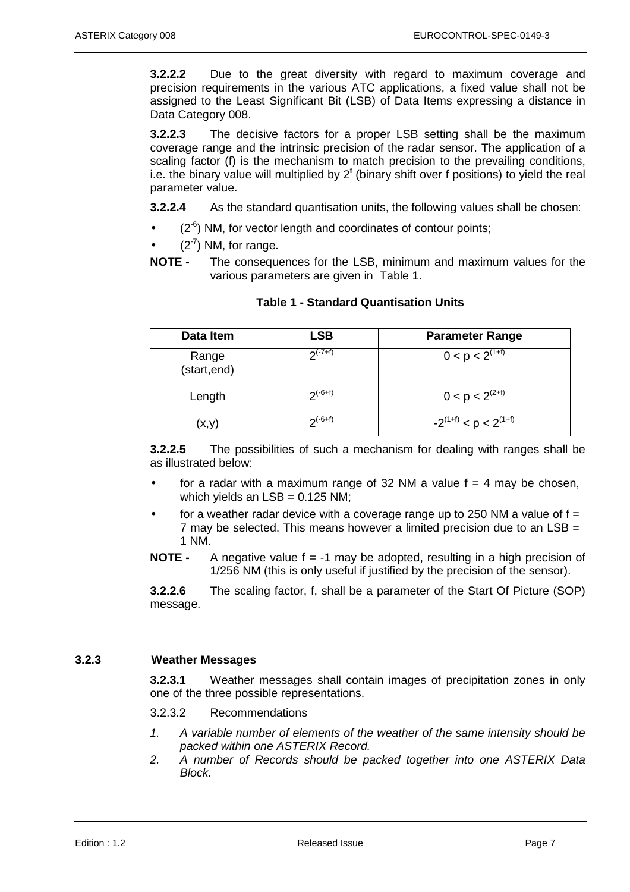**3.2.2.2** Due to the great diversity with regard to maximum coverage and precision requirements in the various ATC applications, a fixed value shall not be assigned to the Least Significant Bit (LSB) of Data Items expressing a distance in Data Category 008.

**3.2.2.3** The decisive factors for a proper LSB setting shall be the maximum coverage range and the intrinsic precision of the radar sensor. The application of a scaling factor (f) is the mechanism to match precision to the prevailing conditions, i.e. the binary value will multiplied by $2^{\mathbf{f}}$ (binary shift over f positions) to yield the real parameter value.

**3.2.2.4** As the standard quantisation units, the following values shall be chosen:

- ($2^{-6}$) NM, for vector length and coordinates of contour points;
- ($2^{-7}$) NM, for range.

**NOTE -** The consequences for the LSB, minimum and maximum values for the various parameters are given in Table 1.

**Table 1 - Standard Quantisation Units**

| Data Item | LSB | Parameter Range |
|---|---|---|
| Range (start,end) | $2^{(-7+f)}$ | $0 < p < 2^{(1+f)}$ |
| Length | $2^{(-6+f)}$ | $0 < p < 2^{(2+f)}$ |
| (x,y) | $2^{(-6+f)}$ | $-2^{(1+f)} < p < 2^{(1+f)}$ |

**3.2.2.5** The possibilities of such a mechanism for dealing with ranges shall be as illustrated below:

- for a radar with a maximum range of 32 NM a value f = 4 may be chosen, which yields an LSB = 0.125 NM;
- for a weather radar device with a coverage range up to 250 NM a value of f = 7 may be selected. This means however a limited precision due to an LSB = 1 NM.

**NOTE -** A negative value f = -1 may be adopted, resulting in a high precision of 1/256 NM (this is only useful if justified by the precision of the sensor).

**3.2.2.6** The scaling factor, f, shall be a parameter of the Start Of Picture (SOP) message.

### 3.2.3 Weather Messages

**3.2.3.1** Weather messages shall contain images of precipitation zones in only one of the three possible representations.

3.2.3.2 Recommendations

1. *A variable number of elements of the weather of the same intensity should be packed within one ASTERIX Record.*
2. *A number of Records should be packed together into one ASTERIX Data Block.*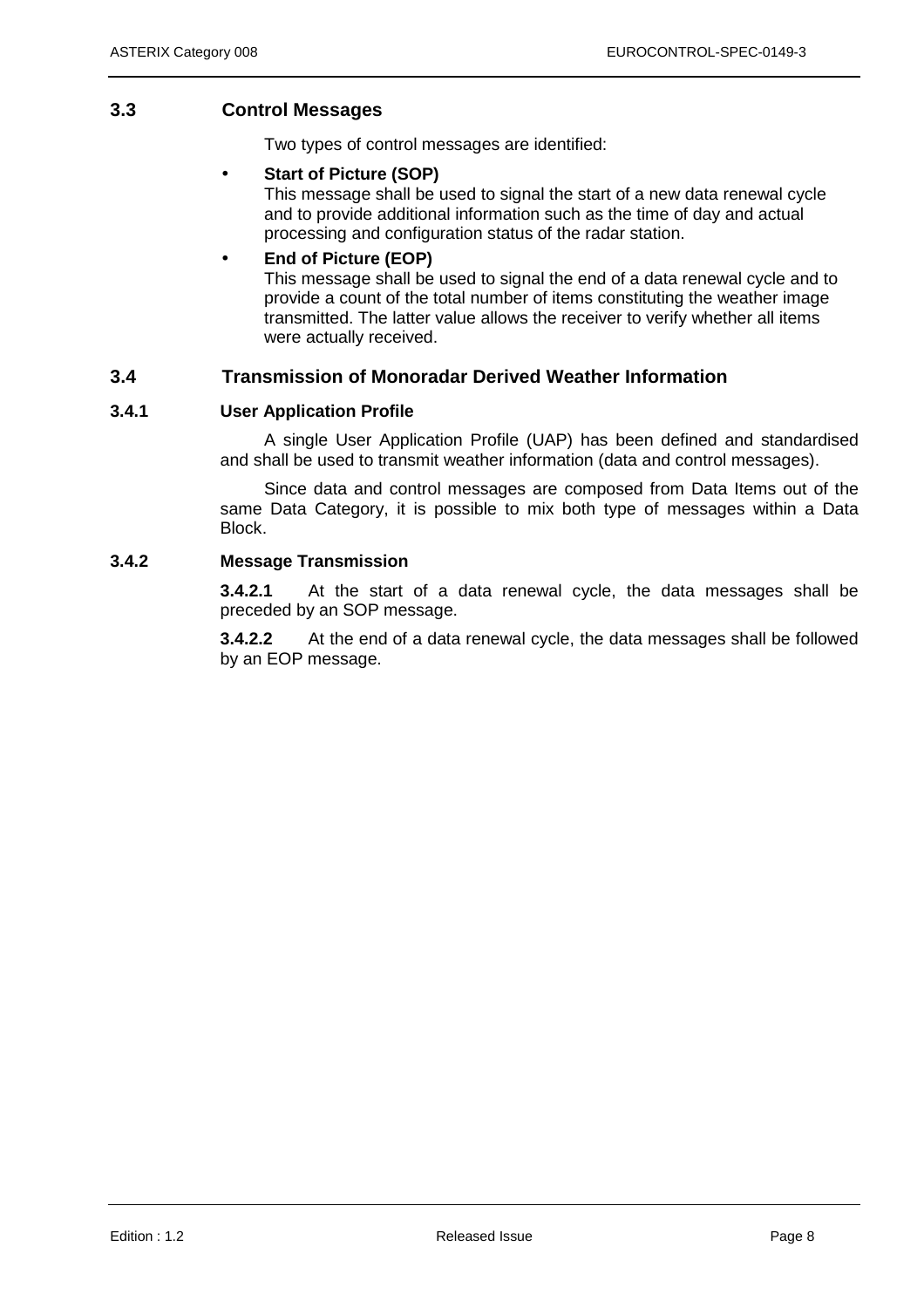## 3.3 Control Messages

Two types of control messages are identified:

- **Start of Picture (SOP)**
  This message shall be used to signal the start of a new data renewal cycle and to provide additional information such as the time of day and actual processing and configuration status of the radar station.
- **End of Picture (EOP)**
  This message shall be used to signal the end of a data renewal cycle and to provide a count of the total number of items constituting the weather image transmitted. The latter value allows the receiver to verify whether all items were actually received.

## 3.4 Transmission of Monoradar Derived Weather Information

### 3.4.1 User Application Profile

A single User Application Profile (UAP) has been defined and standardised and shall be used to transmit weather information (data and control messages).

Since data and control messages are composed from Data Items out of the same Data Category, it is possible to mix both type of messages within a Data Block.

### 3.4.2 Message Transmission

**3.4.2.1** At the start of a data renewal cycle, the data messages shall be preceded by an SOP message.

**3.4.2.2** At the end of a data renewal cycle, the data messages shall be followed by an EOP message.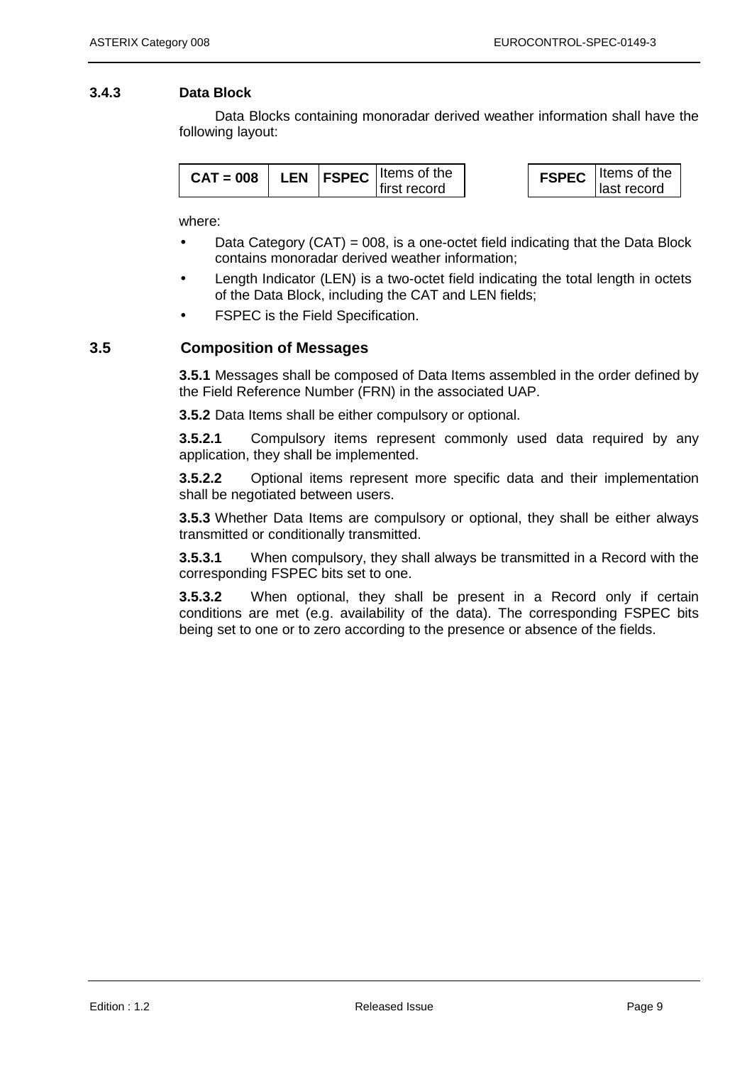### 3.4.3 Data Block

Data Blocks containing monoradar derived weather information shall have the following layout:

| CAT = 008 | LEN | FSPEC | Items of the first record | | FSPEC | Items of the last record |
|---|---|---|---|---|---|---|

where:

- Data Category (CAT) = 008, is a one-octet field indicating that the Data Block contains monoradar derived weather information;
- Length Indicator (LEN) is a two-octet field indicating the total length in octets of the Data Block, including the CAT and LEN fields;
- FSPEC is the Field Specification.

## 3.5 Composition of Messages

**3.5.1** Messages shall be composed of Data Items assembled in the order defined by the Field Reference Number (FRN) in the associated UAP.

**3.5.2** Data Items shall be either compulsory or optional.

**3.5.2.1** Compulsory items represent commonly used data required by any application, they shall be implemented.

**3.5.2.2** Optional items represent more specific data and their implementation shall be negotiated between users.

**3.5.3** Whether Data Items are compulsory or optional, they shall be either always transmitted or conditionally transmitted.

**3.5.3.1** When compulsory, they shall always be transmitted in a Record with the corresponding FSPEC bits set to one.

**3.5.3.2** When optional, they shall be present in a Record only if certain conditions are met (e.g. availability of the data). The corresponding FSPEC bits being set to one or to zero according to the presence or absence of the fields.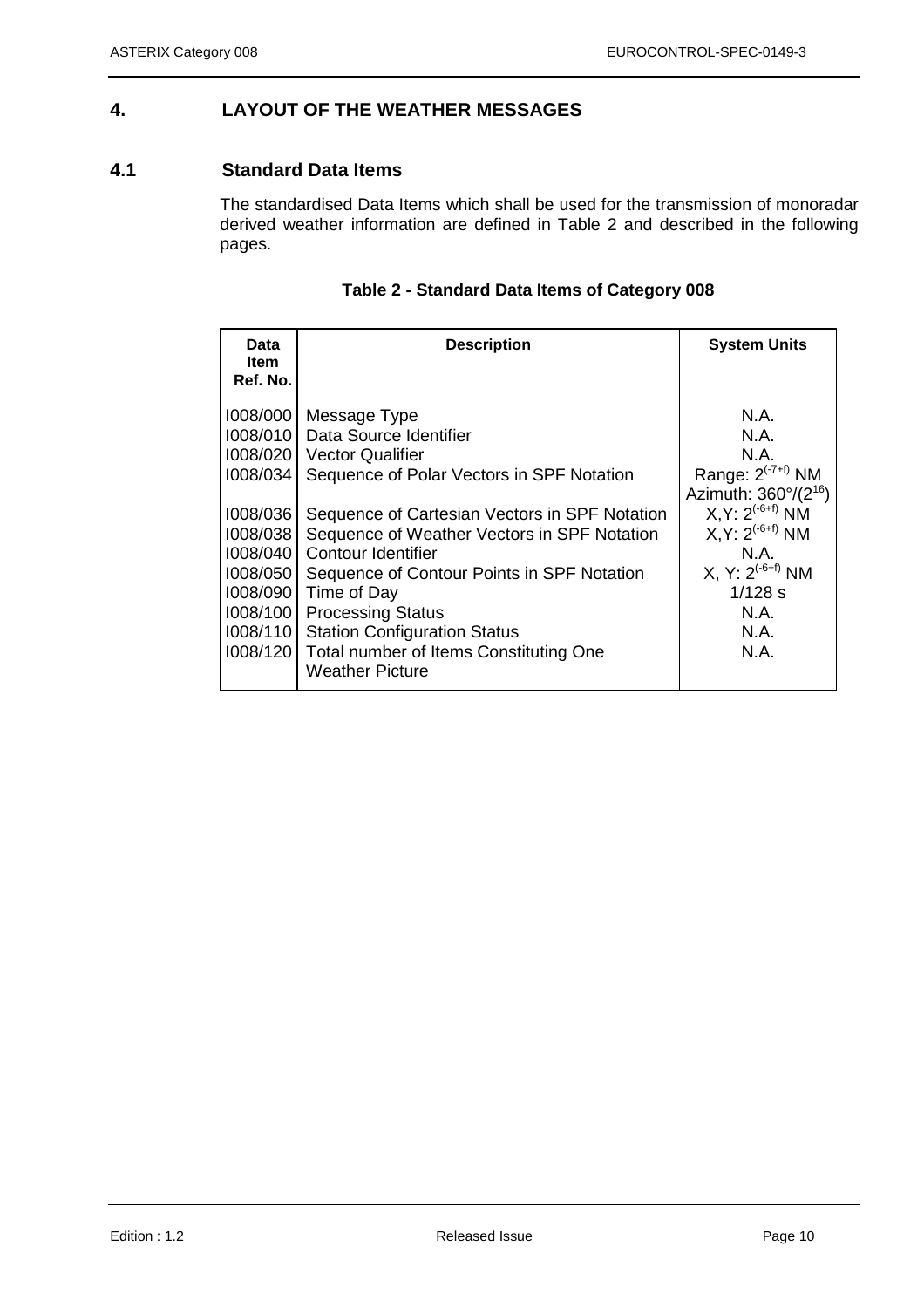# 4. LAYOUT OF THE WEATHER MESSAGES

## 4.1 Standard Data Items

The standardised Data Items which shall be used for the transmission of monoradar derived weather information are defined in Table 2 and described in the following pages.

**Table 2 - Standard Data Items of Category 008**

| Data Item Ref. No. | Description | System Units |
|---|---|---|
| I008/000 | Message Type | N.A. |
| I008/010 | Data Source Identifier | N.A. |
| I008/020 | Vector Qualifier | N.A. |
| I008/034 | Sequence of Polar Vectors in SPF Notation | Range: $2^{(-7+f)}$ NM<br>Azimuth: $360°/(2^{16})$ |
| I008/036 | Sequence of Cartesian Vectors in SPF Notation | X,Y: $2^{(-6+f)}$ NM |
| I008/038 | Sequence of Weather Vectors in SPF Notation | X,Y: $2^{(-6+f)}$ NM |
| I008/040 | Contour Identifier | N.A. |
| I008/050 | Sequence of Contour Points in SPF Notation | X, Y: $2^{(-6+f)}$ NM |
| I008/090 | Time of Day | 1/128 s |
| I008/100 | Processing Status | N.A. |
| I008/110 | Station Configuration Status | N.A. |
| I008/120 | Total number of Items Constituting One Weather Picture | N.A. |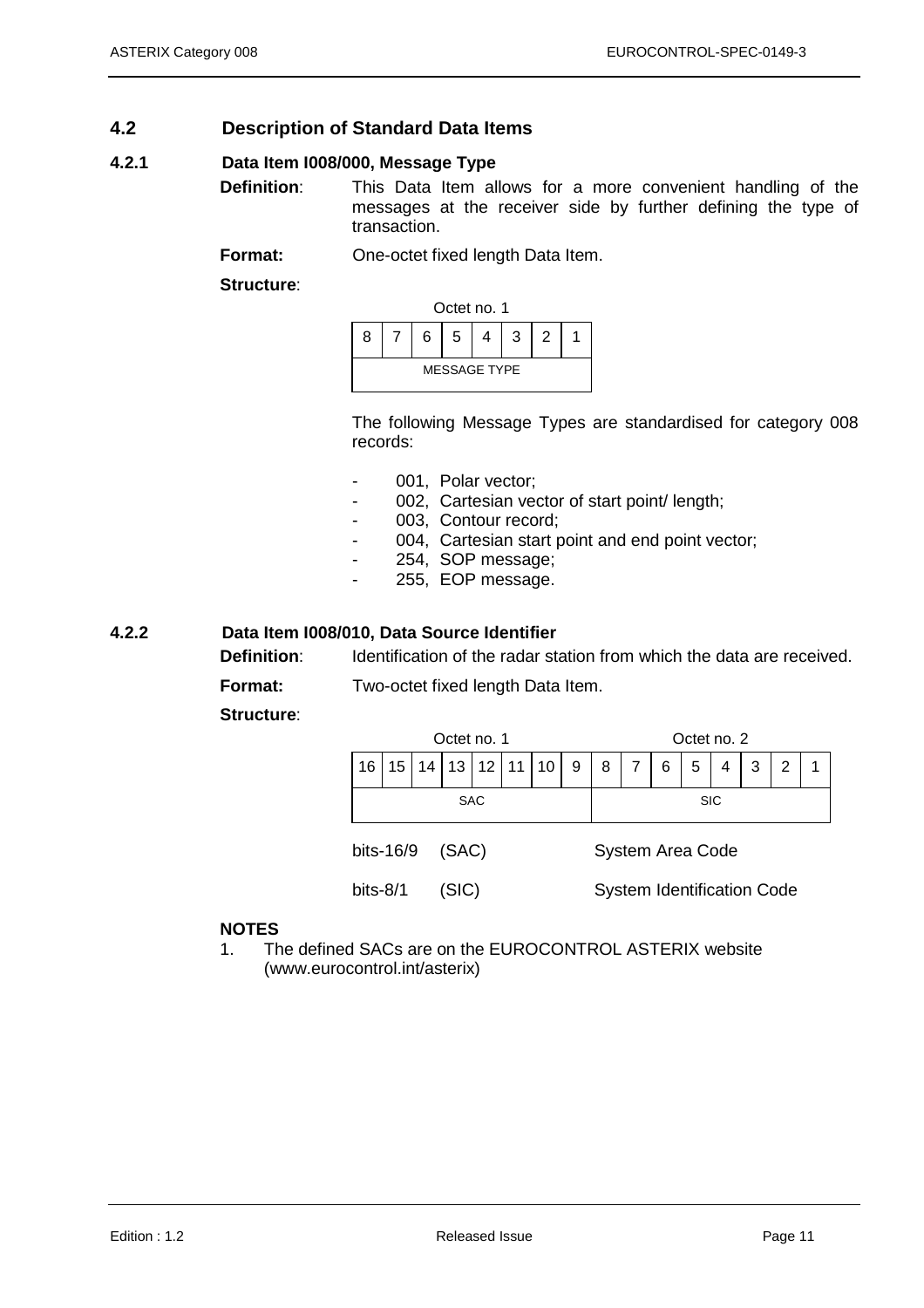## 4.2 Description of Standard Data Items

### 4.2.1 Data Item I008/000, Message Type

**Definition**: This Data Item allows for a more convenient handling of the messages at the receiver side by further defining the type of transaction.

**Format:** One-octet fixed length Data Item.

**Structure**:

| Octet no. 1 | | | | | | | |
|---|---|---|---|---|---|---|---|
| 8 | 7 | 6 | 5 | 4 | 3 | 2 | 1 |
| MESSAGE TYPE | | | | | | | |

The following Message Types are standardised for category 008 records:

- 001, Polar vector;
- 002, Cartesian vector of start point/ length;
- 003, Contour record;
- 004, Cartesian start point and end point vector;
- 254, SOP message;
- 255, EOP message.

### 4.2.2 Data Item I008/010, Data Source Identifier

**Definition**: Identification of the radar station from which the data are received.

**Format:** Two-octet fixed length Data Item.

**Structure**:

| Octet no. 1 | | | | | | | | Octet no. 2 | | | | | | | |
|---|---|---|---|---|---|---|---|---|---|---|---|---|---|---|---|
| 16 | 15 | 14 | 13 | 12 | 11 | 10 | 9 | 8 | 7 | 6 | 5 | 4 | 3 | 2 | 1 |
| SAC | | | | | | | | SIC | | | | | | | |

bits-16/9 (SAC) System Area Code

bits-8/1 (SIC) System Identification Code

**NOTES**

1. The defined SACs are on the EUROCONTROL ASTERIX website (www.eurocontrol.int/asterix)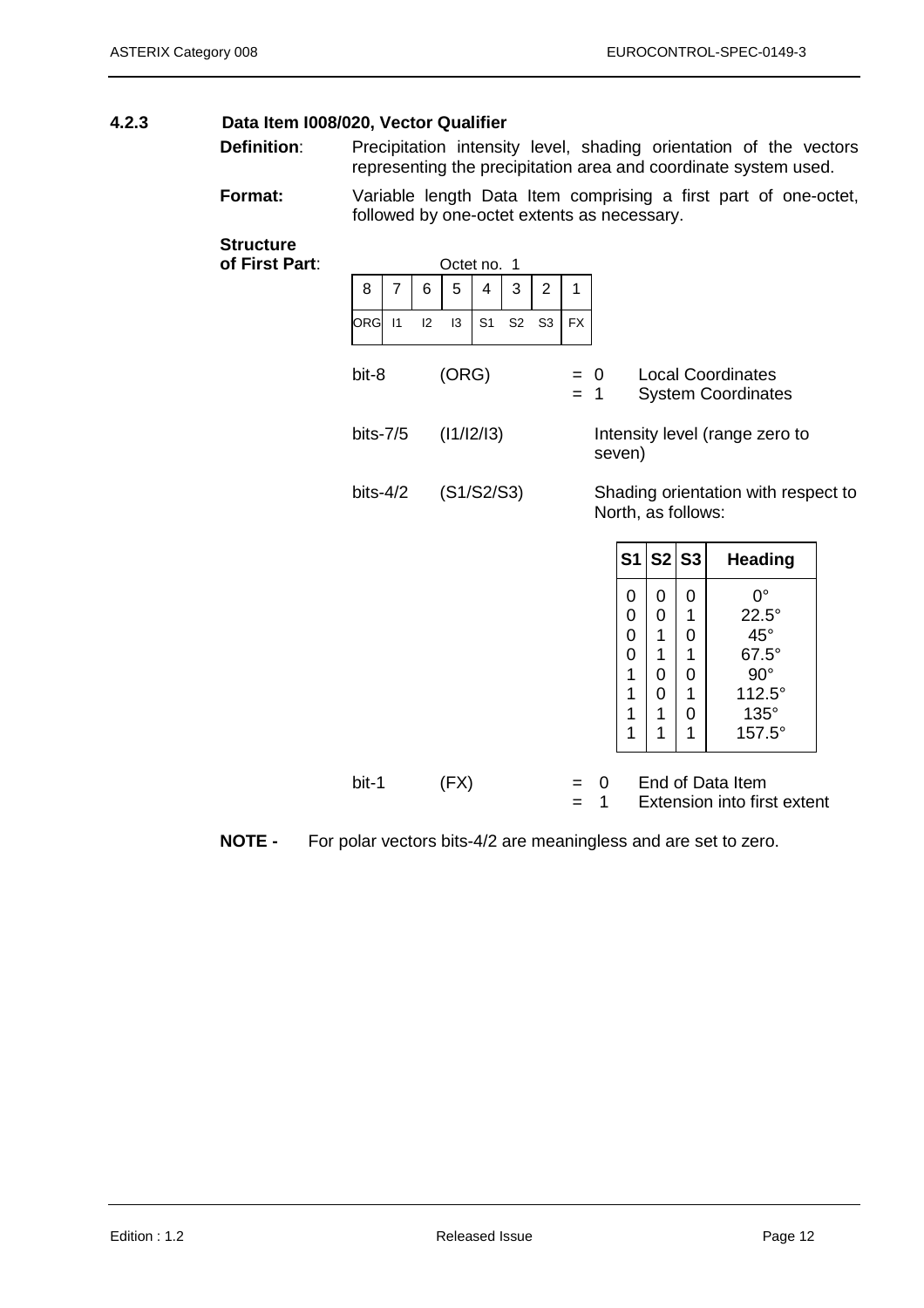### 4.2.3 Data Item I008/020, Vector Qualifier

**Definition**: Precipitation intensity level, shading orientation of the vectors representing the precipitation area and coordinate system used.

**Format:** Variable length Data Item comprising a first part of one-octet, followed by one-octet extents as necessary.

**Structure of First Part**:

Octet no. 1

| 8 | 7 | 6 | 5 | 4 | 3 | 2 | 1 |
|---|---|---|---|---|---|---|---|
| ORG | I1 | I2 | I3 | S1 | S2 | S3 | FX |

bit-8 (ORG) = 0 Local Coordinates
= 1 System Coordinates

bits-7/5 (I1/I2/I3) Intensity level (range zero to seven)

bits-4/2 (S1/S2/S3) Shading orientation with respect to North, as follows:

| S1 | S2 | S3 | Heading |
|---|---|---|---|
| 0 | 0 | 0 | 0° |
| 0 | 0 | 1 | 22.5° |
| 0 | 1 | 0 | 45° |
| 0 | 1 | 1 | 67.5° |
| 1 | 0 | 0 | 90° |
| 1 | 0 | 1 | 112.5° |
| 1 | 1 | 0 | 135° |
| 1 | 1 | 1 | 157.5° |

bit-1 (FX) = 0 End of Data Item
= 1 Extension into first extent

**NOTE -** For polar vectors bits-4/2 are meaningless and are set to zero.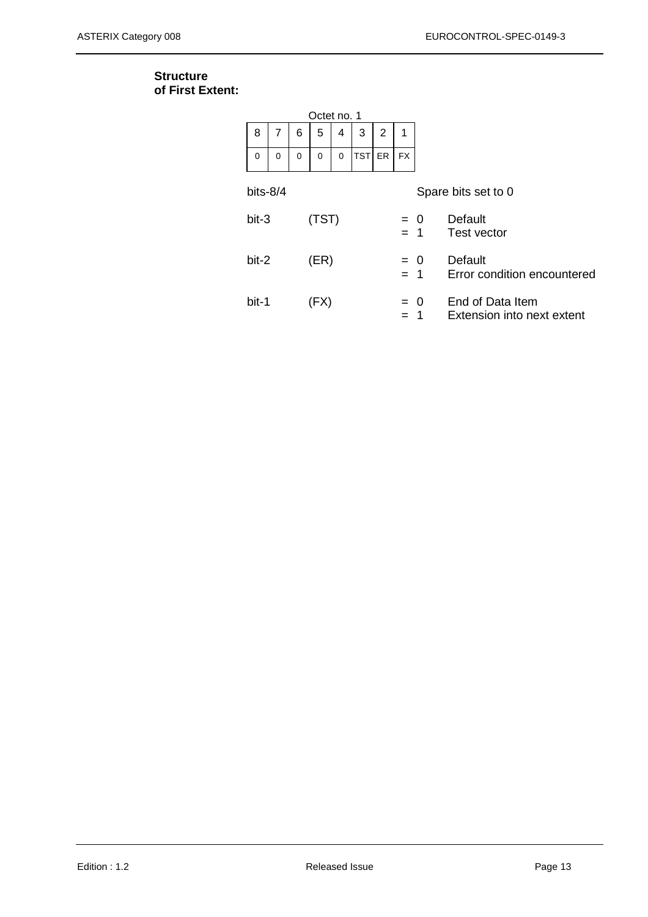**Structure of First Extent:**

Octet no. 1

| 8 | 7 | 6 | 5 | 4 | 3 | 2 | 1 |
|---|---|---|---|---|---|---|---|
| 0 | 0 | 0 | 0 | 0 | TST | ER | FX |

bits-8/4 Spare bits set to 0

| | | | |
|---|---|---|---|
| bit-3 | (TST) | = 0 | Default |
| | | = 1 | Test vector |
| bit-2 | (ER) | = 0 | Default |
| | | = 1 | Error condition encountered |
| bit-1 | (FX) | = 0 | End of Data Item |
| | | = 1 | Extension into next extent |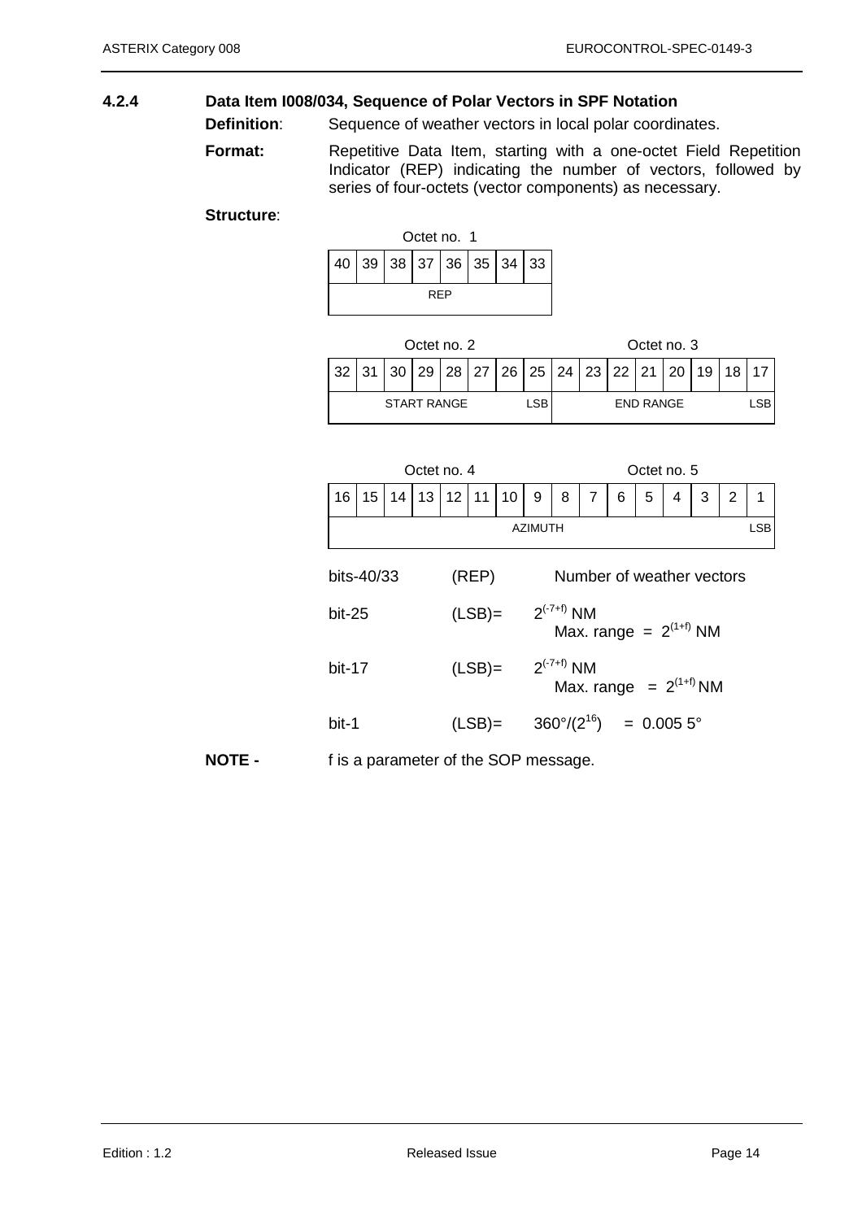#### 4.2.4 Data Item I008/034, Sequence of Polar Vectors in SPF Notation

**Definition**: Sequence of weather vectors in local polar coordinates.

**Format:** Repetitive Data Item, starting with a one-octet Field Repetition Indicator (REP) indicating the number of vectors, followed by series of four-octets (vector components) as necessary.

**Structure**:

Octet no. 1

| 40 | 39 | 38 | 37 | 36 | 35 | 34 | 33 |
|---|---|---|---|---|---|---|---|
| REP | | | | | | | |

Octet no. 2 / Octet no. 3

| 32 | 31 | 30 | 29 | 28 | 27 | 26 | 25 | 24 | 23 | 22 | 21 | 20 | 19 | 18 | 17 |
|---|---|---|---|---|---|---|---|---|---|---|---|---|---|---|---|
| START RANGE | | | | | | | LSB | END RANGE | | | | | | | LSB |

Octet no. 4 / Octet no. 5

| 16 | 15 | 14 | 13 | 12 | 11 | 10 | 9 | 8 | 7 | 6 | 5 | 4 | 3 | 2 | 1 |
|---|---|---|---|---|---|---|---|---|---|---|---|---|---|---|---|
| AZIMUTH | | | | | | | | | | | | | | | LSB |

bits-40/33 (REP) Number of weather vectors

bit-25 (LSB)= $2^{(-7+f)}$ NM
Max. range = $2^{(1+f)}$ NM

bit-17 (LSB)= $2^{(-7+f)}$ NM
Max. range = $2^{(1+f)}$ NM

bit-1 (LSB)= $360°/(2^{16})$ = 0.005 5°

**NOTE -** f is a parameter of the SOP message.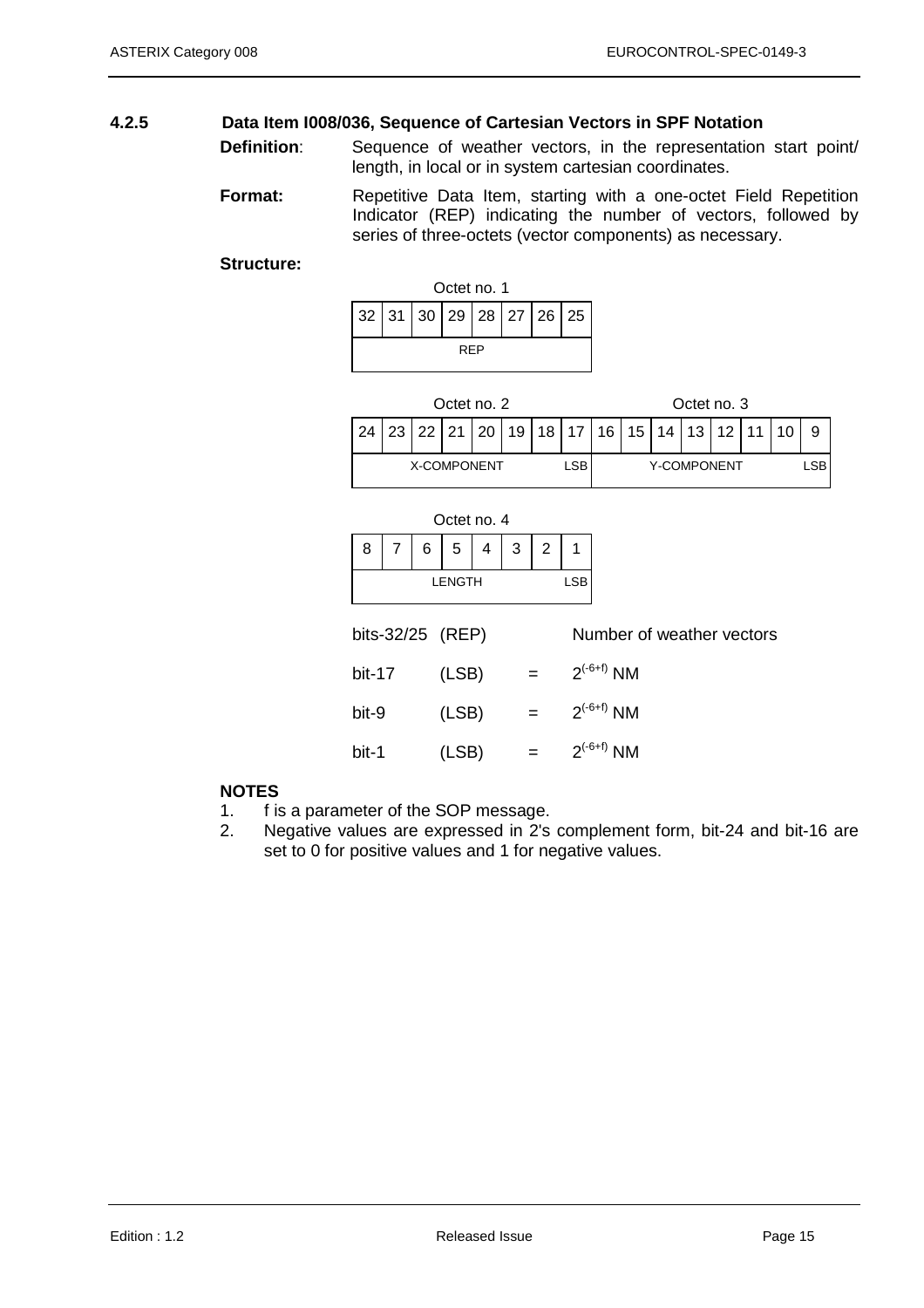### 4.2.5 Data Item I008/036, Sequence of Cartesian Vectors in SPF Notation

**Definition**: Sequence of weather vectors, in the representation start point/ length, in local or in system cartesian coordinates.

**Format:** Repetitive Data Item, starting with a one-octet Field Repetition Indicator (REP) indicating the number of vectors, followed by series of three-octets (vector components) as necessary.

**Structure:**

Octet no. 1

| 32 | 31 | 30 | 29 | 28 | 27 | 26 | 25 |
|---|---|---|---|---|---|---|---|
| REP | | | | | | | |

| Octet no. 2 | | | | | | | | Octet no. 3 | | | | | | | |
|---|---|---|---|---|---|---|---|---|---|---|---|---|---|---|---|
| 24 | 23 | 22 | 21 | 20 | 19 | 18 | 17 | 16 | 15 | 14 | 13 | 12 | 11 | 10 | 9 |
| X-COMPONENT | | | | | | | LSB | Y-COMPONENT | | | | | | | LSB |

Octet no. 4

| 8 | 7 | 6 | 5 | 4 | 3 | 2 | 1 |
|---|---|---|---|---|---|---|---|
| LENGTH | | | | | | | LSB |

bits-32/25 (REP) Number of weather vectors

bit-17 (LSB) = $2^{(-6+f)}$ NM

bit-9 (LSB) = $2^{(-6+f)}$ NM

bit-1 (LSB) = $2^{(-6+f)}$ NM

**NOTES**

1. f is a parameter of the SOP message.
2. Negative values are expressed in 2's complement form, bit-24 and bit-16 are set to 0 for positive values and 1 for negative values.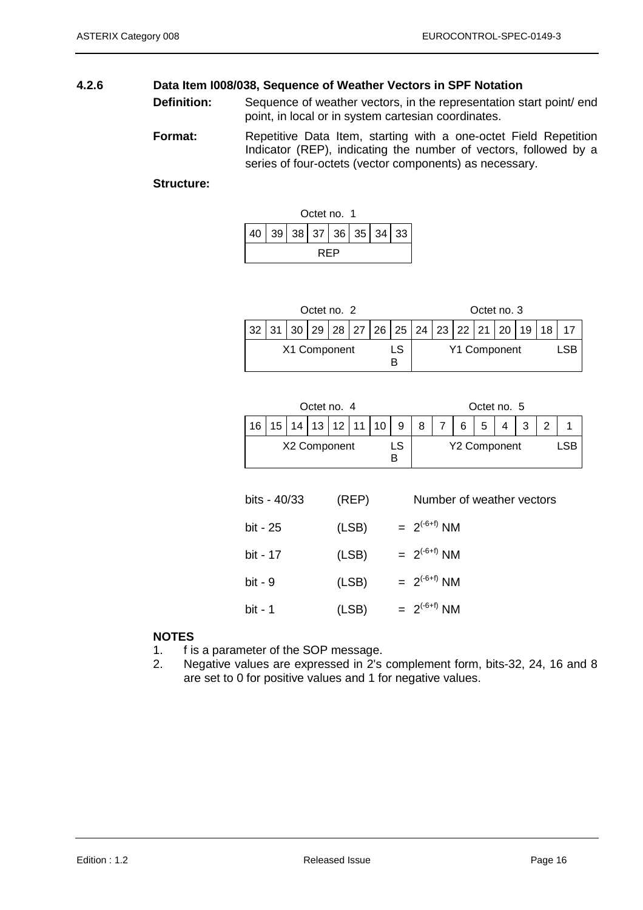### 4.2.6 Data Item I008/038, Sequence of Weather Vectors in SPF Notation

**Definition:** Sequence of weather vectors, in the representation start point/ end point, in local or in system cartesian coordinates.

**Format:** Repetitive Data Item, starting with a one-octet Field Repetition Indicator (REP), indicating the number of vectors, followed by a series of four-octets (vector components) as necessary.

**Structure:**

| Octet no. 1 | | | | | | | |
|---|---|---|---|---|---|---|---|
| 40 | 39 | 38 | 37 | 36 | 35 | 34 | 33 |
| REP | | | | | | | |

| Octet no. 2 | | | | | | | | Octet no. 3 | | | | | | | |
|---|---|---|---|---|---|---|---|---|---|---|---|---|---|---|---|
| 32 | 31 | 30 | 29 | 28 | 27 | 26 | 25 | 24 | 23 | 22 | 21 | 20 | 19 | 18 | 17 |
| X1 Component | | | | | | | LSB | Y1 Component | | | | | | | LSB |

| Octet no. 4 | | | | | | | | Octet no. 5 | | | | | | | |
|---|---|---|---|---|---|---|---|---|---|---|---|---|---|---|---|
| 16 | 15 | 14 | 13 | 12 | 11 | 10 | 9 | 8 | 7 | 6 | 5 | 4 | 3 | 2 | 1 |
| X2 Component | | | | | | | LSB | Y2 Component | | | | | | | LSB |

| | | |
|---|---|---|
| bits - 40/33 | (REP) | Number of weather vectors |
| bit - 25 | (LSB) | = $2^{(-6+f)}$ NM |
| bit - 17 | (LSB) | = $2^{(-6+f)}$ NM |
| bit - 9 | (LSB) | = $2^{(-6+f)}$ NM |
| bit - 1 | (LSB) | = $2^{(-6+f)}$ NM |

**NOTES**

1. f is a parameter of the SOP message.
2. Negative values are expressed in 2's complement form, bits-32, 24, 16 and 8 are set to 0 for positive values and 1 for negative values.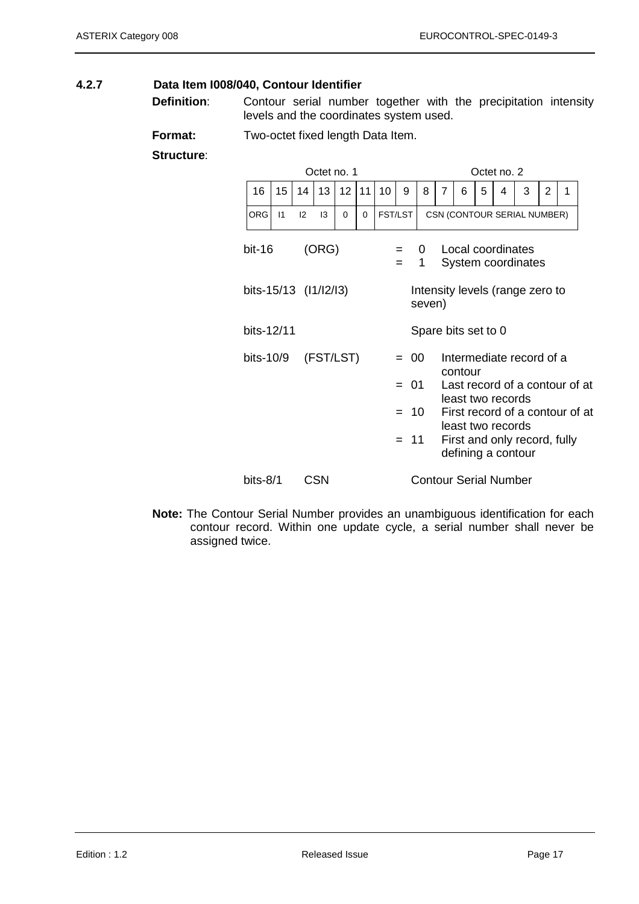#### 4.2.7 Data Item I008/040, Contour Identifier

**Definition**: Contour serial number together with the precipitation intensity levels and the coordinates system used.

**Format:** Two-octet fixed length Data Item.

**Structure**:

| Octet no. 1 | | | | | | | | Octet no. 2 | | | | | | | |
|---|---|---|---|---|---|---|---|---|---|---|---|---|---|---|---|
| 16 | 15 | 14 | 13 | 12 | 11 | 10 | 9 | 8 | 7 | 6 | 5 | 4 | 3 | 2 | 1 |
| ORG | I1 | I2 | I3 | 0 | 0 | FST/LST | | CSN (CONTOUR SERIAL NUMBER) | | | | | | | |

bit-16 (ORG)
- = 0 Local coordinates
- = 1 System coordinates

bits-15/13 (I1/I2/I3) Intensity levels (range zero to seven)

bits-12/11 Spare bits set to 0

bits-10/9 (FST/LST)
- = 00 Intermediate record of a contour
- = 01 Last record of a contour of at least two records
- = 10 First record of a contour of at least two records
- = 11 First and only record, fully defining a contour

bits-8/1 CSN Contour Serial Number

**Note:** The Contour Serial Number provides an unambiguous identification for each contour record. Within one update cycle, a serial number shall never be assigned twice.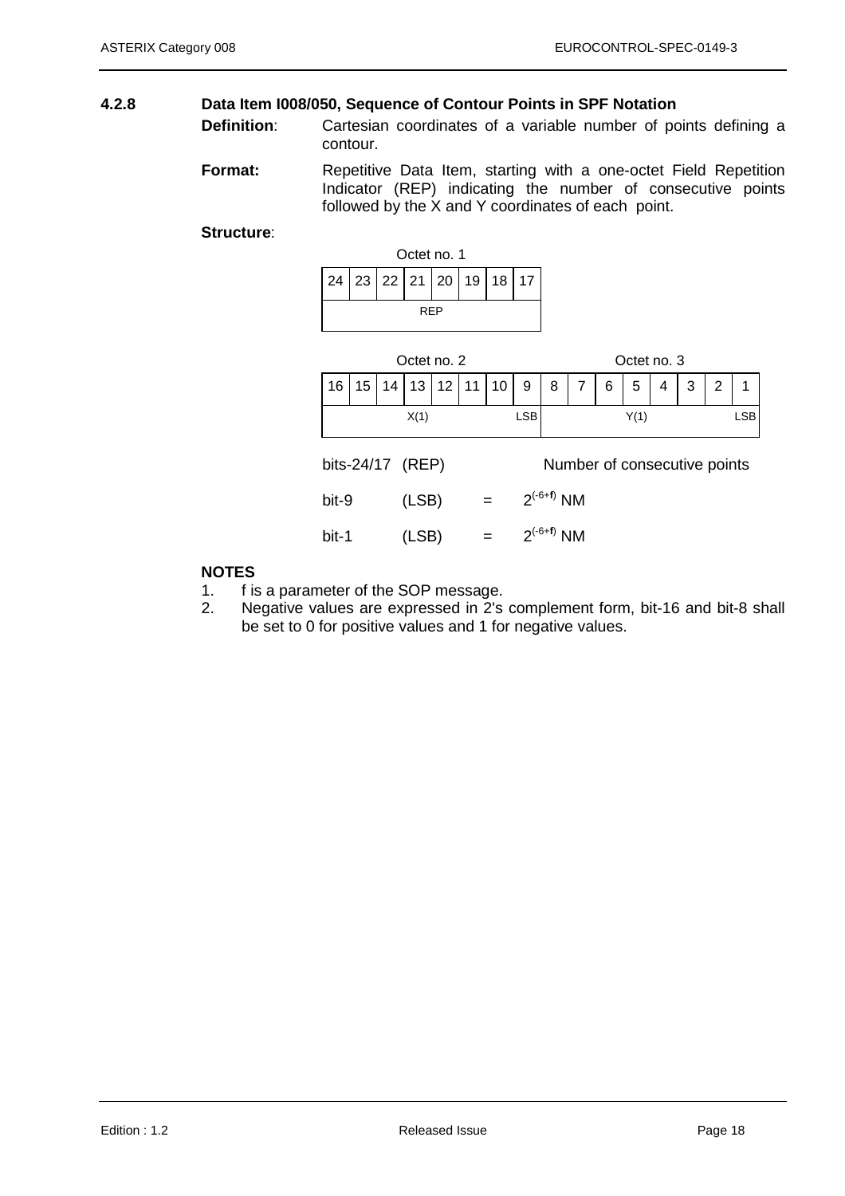### 4.2.8 Data Item I008/050, Sequence of Contour Points in SPF Notation

**Definition**: Cartesian coordinates of a variable number of points defining a contour.

**Format:** Repetitive Data Item, starting with a one-octet Field Repetition Indicator (REP) indicating the number of consecutive points followed by the X and Y coordinates of each point.

**Structure**:

Octet no. 1

| 24 | 23 | 22 | 21 | 20 | 19 | 18 | 17 |
|---|---|---|---|---|---|---|---|
| REP | | | | | | | |

| Octet no. 2 | | | | | | | | Octet no. 3 | | | | | | | |
|---|---|---|---|---|---|---|---|---|---|---|---|---|---|---|---|
| 16 | 15 | 14 | 13 | 12 | 11 | 10 | 9 | 8 | 7 | 6 | 5 | 4 | 3 | 2 | 1 |
| X(1) | | | | | | | LSB | Y(1) | | | | | | | LSB |

bits-24/17 (REP) Number of consecutive points

bit-9 (LSB) = $2^{(-6+f)}$ NM

bit-1 (LSB) = $2^{(-6+f)}$ NM

**NOTES**

1. f is a parameter of the SOP message.
2. Negative values are expressed in 2's complement form, bit-16 and bit-8 shall be set to 0 for positive values and 1 for negative values.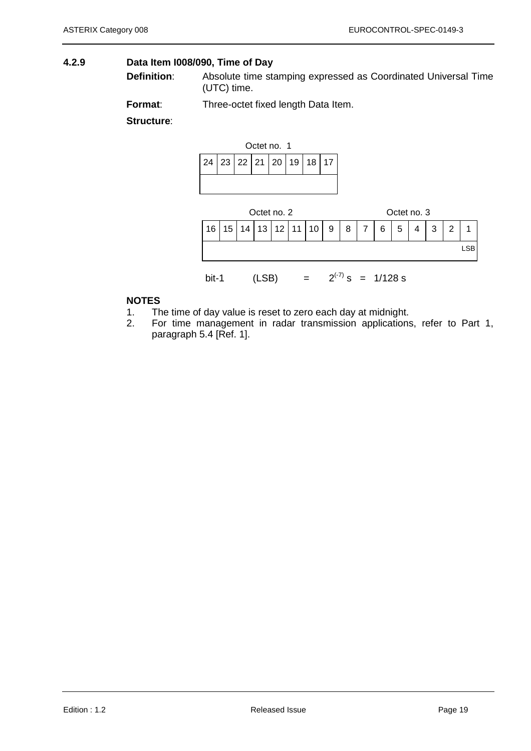### 4.2.9 Data Item I008/090, Time of Day

**Definition**: Absolute time stamping expressed as Coordinated Universal Time (UTC) time.

**Format**: Three-octet fixed length Data Item.

**Structure**:

Octet no. 1

| 24 | 23 | 22 | 21 | 20 | 19 | 18 | 17 |
|---|---|---|---|---|---|---|---|
| | | | | | | | |

| Octet no. 2 | | | | | | | | Octet no. 3 | | | | | | | |
|---|---|---|---|---|---|---|---|---|---|---|---|---|---|---|---|
| 16 | 15 | 14 | 13 | 12 | 11 | 10 | 9 | 8 | 7 | 6 | 5 | 4 | 3 | 2 | 1 |
| | | | | | | | | | | | | | | | LSB |

bit-1 (LSB) = $2^{(-7)}$ s = 1/128 s

**NOTES**

1. The time of day value is reset to zero each day at midnight.
2. For time management in radar transmission applications, refer to Part 1, paragraph 5.4 [Ref. 1].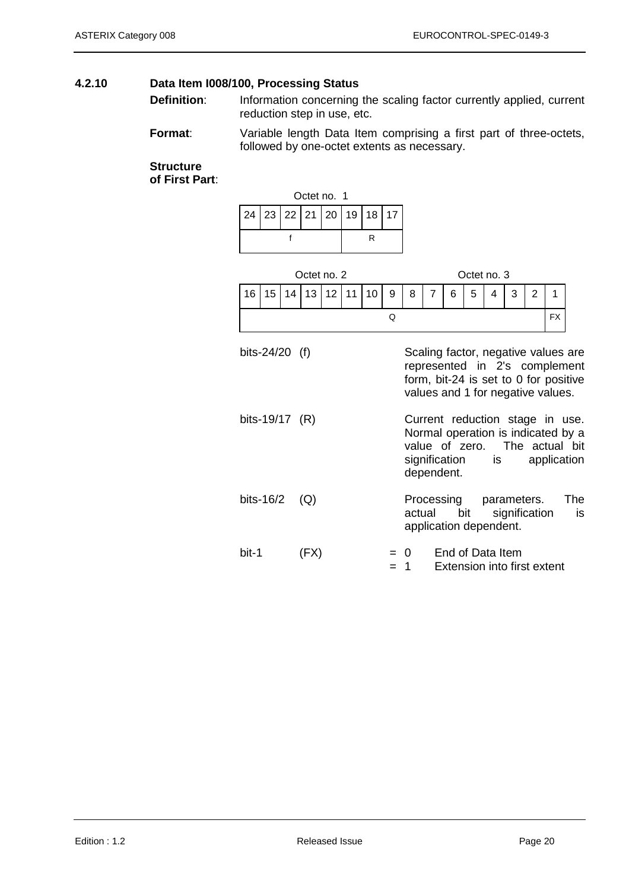### 4.2.10 Data Item I008/100, Processing Status

**Definition**: Information concerning the scaling factor currently applied, current reduction step in use, etc.

**Format**: Variable length Data Item comprising a first part of three-octets, followed by one-octet extents as necessary.

**Structure of First Part**:

Octet no. 1

| 24 | 23 | 22 | 21 | 20 | 19 | 18 | 17 |
|---|---|---|---|---|---|---|---|
| f | | | | | R | | |

Octet no. 2 / Octet no. 3

| 16 | 15 | 14 | 13 | 12 | 11 | 10 | 9 | 8 | 7 | 6 | 5 | 4 | 3 | 2 | 1 |
|---|---|---|---|---|---|---|---|---|---|---|---|---|---|---|---|
| Q | | | | | | | | | | | | | | | FX |

bits-24/20 (f) Scaling factor, negative values are represented in 2's complement form, bit-24 is set to 0 for positive values and 1 for negative values.

bits-19/17 (R) Current reduction stage in use. Normal operation is indicated by a value of zero. The actual bit signification is application dependent.

bits-16/2 (Q) Processing parameters. The actual bit signification is application dependent.

bit-1 (FX)
- = 0 End of Data Item
- = 1 Extension into first extent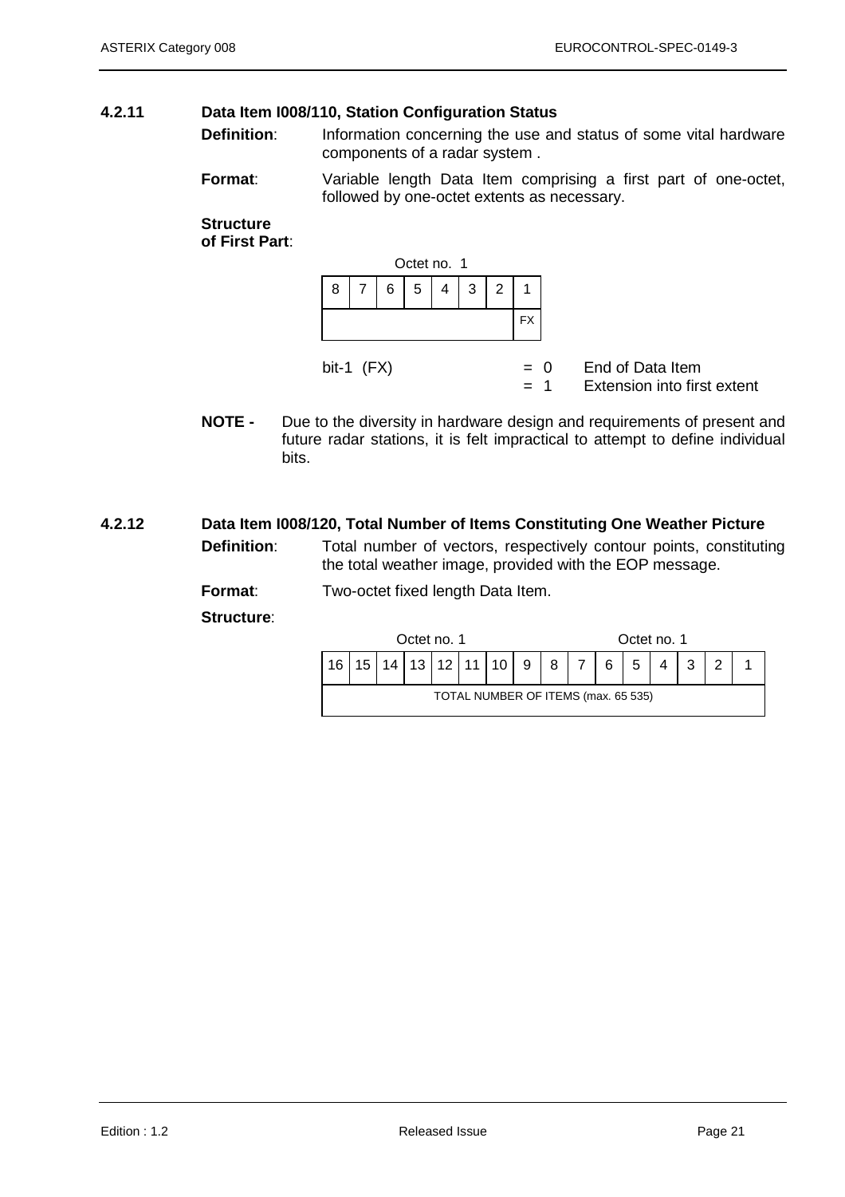### 4.2.11 Data Item I008/110, Station Configuration Status

**Definition**: Information concerning the use and status of some vital hardware components of a radar system .

**Format**: Variable length Data Item comprising a first part of one-octet, followed by one-octet extents as necessary.

**Structure of First Part**:

| Octet no. 1 | | | | | | | |
|---|---|---|---|---|---|---|---|
| 8 | 7 | 6 | 5 | 4 | 3 | 2 | 1 |
| | | | | | | | FX |

bit-1 (FX) = 0 End of Data Item
= 1 Extension into first extent

**NOTE -** Due to the diversity in hardware design and requirements of present and future radar stations, it is felt impractical to attempt to define individual bits.

### 4.2.12 Data Item I008/120, Total Number of Items Constituting One Weather Picture

**Definition**: Total number of vectors, respectively contour points, constituting the total weather image, provided with the EOP message.

**Format**: Two-octet fixed length Data Item.

**Structure**:

| Octet no. 1 | | | | | | | | Octet no. 1 | | | | | | | |
|---|---|---|---|---|---|---|---|---|---|---|---|---|---|---|---|
| 16 | 15 | 14 | 13 | 12 | 11 | 10 | 9 | 8 | 7 | 6 | 5 | 4 | 3 | 2 | 1 |
| TOTAL NUMBER OF ITEMS (max. 65 535) | | | | | | | | | | | | | | | |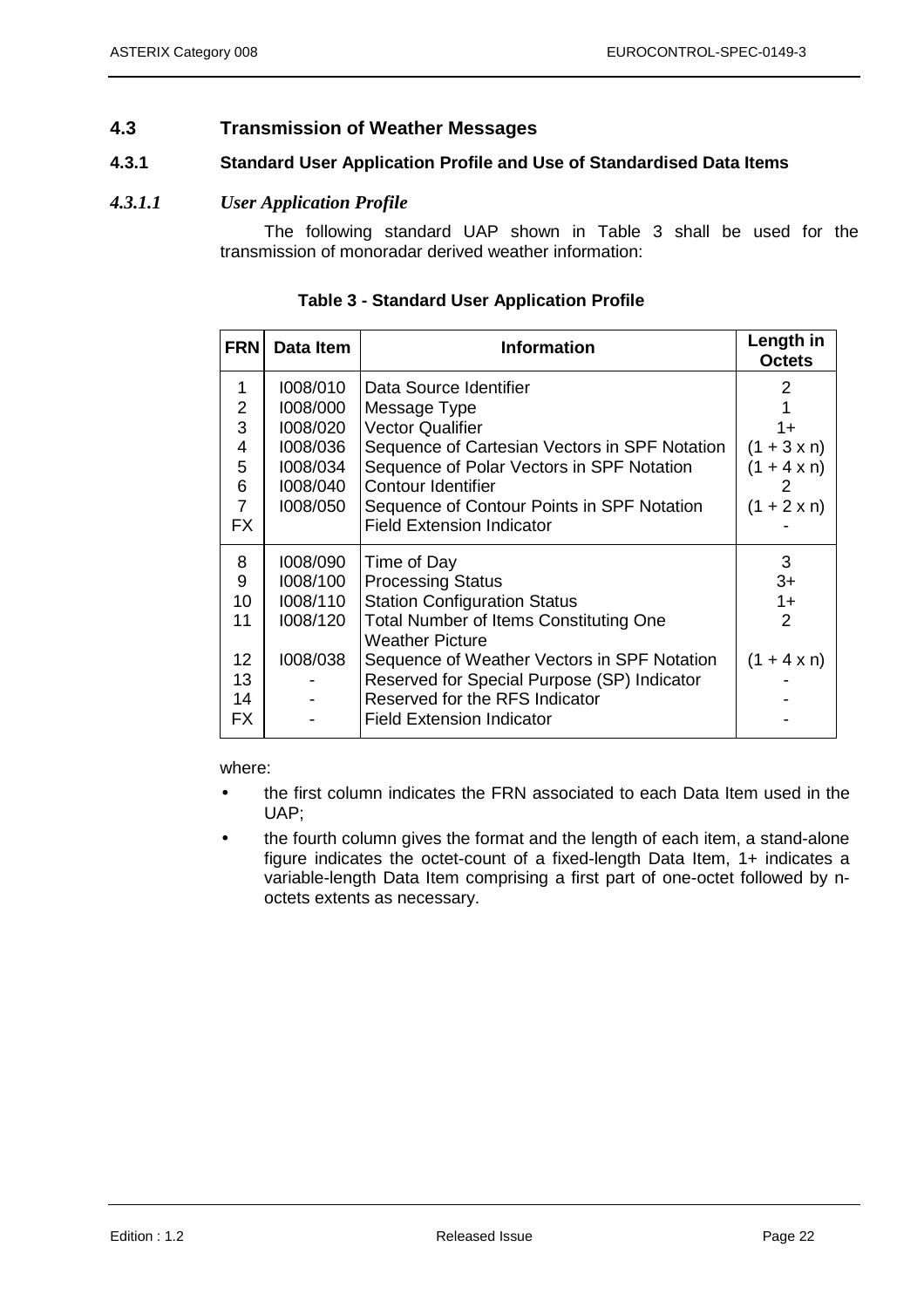## 4.3 Transmission of Weather Messages

### 4.3.1 Standard User Application Profile and Use of Standardised Data Items

#### *4.3.1.1 User Application Profile*

The following standard UAP shown in Table 3 shall be used for the transmission of monoradar derived weather information:

**Table 3 - Standard User Application Profile**

| FRN | Data Item | Information | Length in Octets |
|---|---|---|---|
| 1 | I008/010 | Data Source Identifier | 2 |
| 2 | I008/000 | Message Type | 1 |
| 3 | I008/020 | Vector Qualifier | 1+ |
| 4 | I008/036 | Sequence of Cartesian Vectors in SPF Notation | (1 + 3 x n) |
| 5 | I008/034 | Sequence of Polar Vectors in SPF Notation | (1 + 4 x n) |
| 6 | I008/040 | Contour Identifier | 2 |
| 7 | I008/050 | Sequence of Contour Points in SPF Notation | (1 + 2 x n) |
| FX | | Field Extension Indicator | - |
| 8 | I008/090 | Time of Day | 3 |
| 9 | I008/100 | Processing Status | 3+ |
| 10 | I008/110 | Station Configuration Status | 1+ |
| 11 | I008/120 | Total Number of Items Constituting One Weather Picture | 2 |
| 12 | I008/038 | Sequence of Weather Vectors in SPF Notation | (1 + 4 x n) |
| 13 | - | Reserved for Special Purpose (SP) Indicator | - |
| 14 | - | Reserved for the RFS Indicator | - |
| FX | - | Field Extension Indicator | - |

where:

- the first column indicates the FRN associated to each Data Item used in the UAP;
- the fourth column gives the format and the length of each item, a stand-alone figure indicates the octet-count of a fixed-length Data Item, 1+ indicates a variable-length Data Item comprising a first part of one-octet followed by n-octets extents as necessary.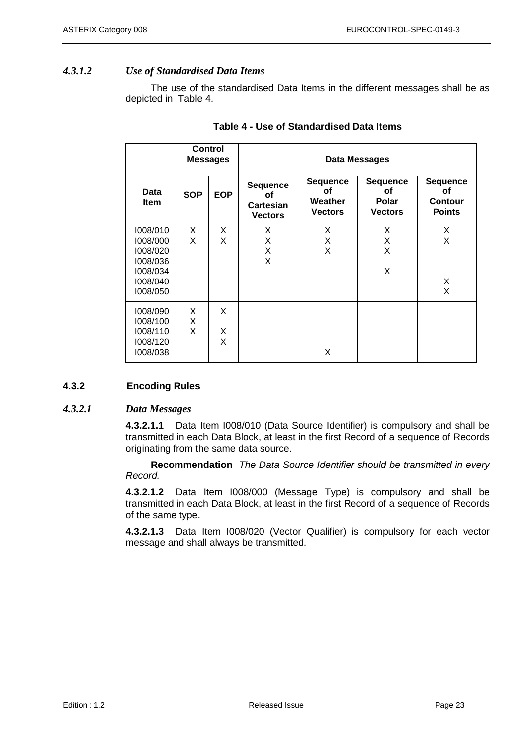#### 4.3.1.2 *Use of Standardised Data Items*

The use of the standardised Data Items in the different messages shall be as depicted in Table 4.

**Table 4 - Use of Standardised Data Items**

| Data Item | Control Messages | | Data Messages | | | |
|---|---|---|---|---|---|---|
| | **SOP** | **EOP** | **Sequence of Cartesian Vectors** | **Sequence of Weather Vectors** | **Sequence of Polar Vectors** | **Sequence of Contour Points** |
| I008/010 | X | X | X | X | X | X |
| I008/000 | X | X | X | X | X | X |
| I008/020 | | | X | X | X | |
| I008/036 | | | X | | | |
| I008/034 | | | | | X | |
| I008/040 | | | | | | X |
| I008/050 | | | | | | X |
| I008/090 | X | X | | | | |
| I008/100 | X | | | | | |
| I008/110 | X | X | | | | |
| I008/120 | | X | | | | |
| I008/038 | | | | X | | |

### 4.3.2 Encoding Rules

#### 4.3.2.1 *Data Messages*

**4.3.2.1.1** Data Item I008/010 (Data Source Identifier) is compulsory and shall be transmitted in each Data Block, at least in the first Record of a sequence of Records originating from the same data source.

**Recommendation** *The Data Source Identifier should be transmitted in every Record.*

**4.3.2.1.2** Data Item I008/000 (Message Type) is compulsory and shall be transmitted in each Data Block, at least in the first Record of a sequence of Records of the same type.

**4.3.2.1.3** Data Item I008/020 (Vector Qualifier) is compulsory for each vector message and shall always be transmitted.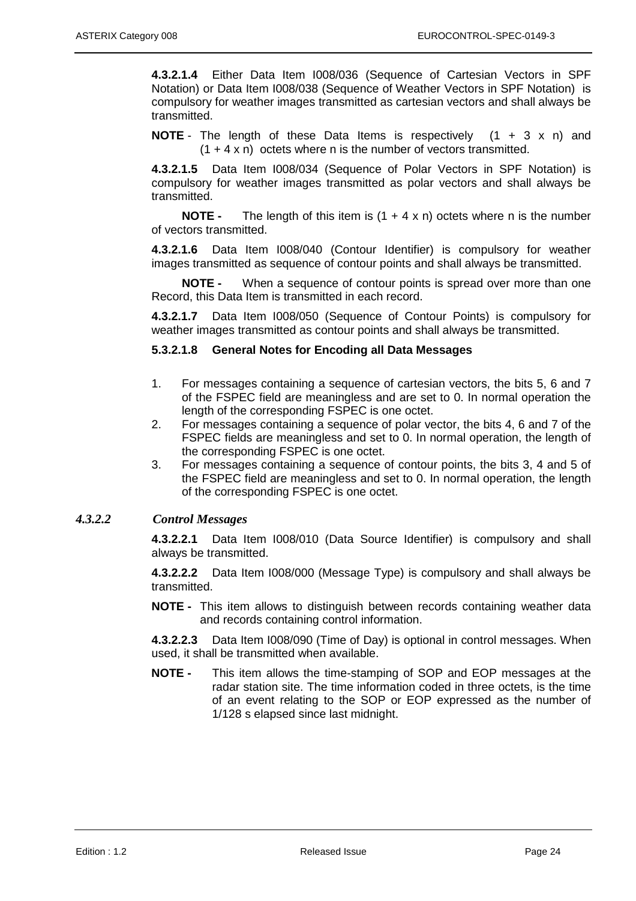**4.3.2.1.4** Either Data Item I008/036 (Sequence of Cartesian Vectors in SPF Notation) or Data Item I008/038 (Sequence of Weather Vectors in SPF Notation) is compulsory for weather images transmitted as cartesian vectors and shall always be transmitted.

**NOTE** - The length of these Data Items is respectively (1 + 3 x n) and (1 + 4 x n) octets where n is the number of vectors transmitted.

**4.3.2.1.5** Data Item I008/034 (Sequence of Polar Vectors in SPF Notation) is compulsory for weather images transmitted as polar vectors and shall always be transmitted.

**NOTE -** The length of this item is (1 + 4 x n) octets where n is the number of vectors transmitted.

**4.3.2.1.6** Data Item I008/040 (Contour Identifier) is compulsory for weather images transmitted as sequence of contour points and shall always be transmitted.

**NOTE -** When a sequence of contour points is spread over more than one Record, this Data Item is transmitted in each record.

**4.3.2.1.7** Data Item I008/050 (Sequence of Contour Points) is compulsory for weather images transmitted as contour points and shall always be transmitted.

**5.3.2.1.8 General Notes for Encoding all Data Messages**

1. For messages containing a sequence of cartesian vectors, the bits 5, 6 and 7 of the FSPEC field are meaningless and are set to 0. In normal operation the length of the corresponding FSPEC is one octet.
2. For messages containing a sequence of polar vector, the bits 4, 6 and 7 of the FSPEC fields are meaningless and set to 0. In normal operation, the length of the corresponding FSPEC is one octet.
3. For messages containing a sequence of contour points, the bits 3, 4 and 5 of the FSPEC field are meaningless and set to 0. In normal operation, the length of the corresponding FSPEC is one octet.

### *4.3.2.2 Control Messages*

**4.3.2.2.1** Data Item I008/010 (Data Source Identifier) is compulsory and shall always be transmitted.

**4.3.2.2.2** Data Item I008/000 (Message Type) is compulsory and shall always be transmitted.

**NOTE -** This item allows to distinguish between records containing weather data and records containing control information.

**4.3.2.2.3** Data Item I008/090 (Time of Day) is optional in control messages. When used, it shall be transmitted when available.

**NOTE -** This item allows the time-stamping of SOP and EOP messages at the radar station site. The time information coded in three octets, is the time of an event relating to the SOP or EOP expressed as the number of 1/128 s elapsed since last midnight.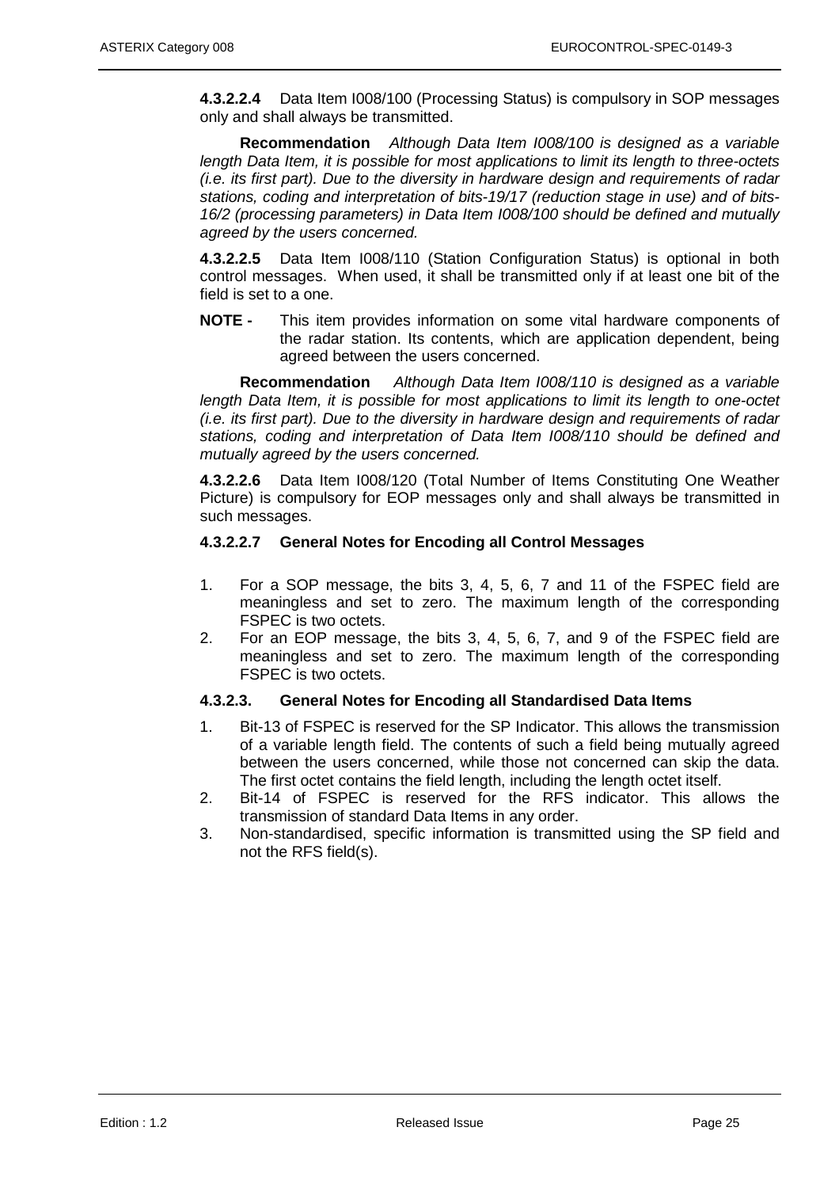**4.3.2.2.4** Data Item I008/100 (Processing Status) is compulsory in SOP messages only and shall always be transmitted.

**Recommendation** *Although Data Item I008/100 is designed as a variable length Data Item, it is possible for most applications to limit its length to three-octets (i.e. its first part). Due to the diversity in hardware design and requirements of radar stations, coding and interpretation of bits-19/17 (reduction stage in use) and of bits-16/2 (processing parameters) in Data Item I008/100 should be defined and mutually agreed by the users concerned.*

**4.3.2.2.5** Data Item I008/110 (Station Configuration Status) is optional in both control messages. When used, it shall be transmitted only if at least one bit of the field is set to a one.

**NOTE -** This item provides information on some vital hardware components of the radar station. Its contents, which are application dependent, being agreed between the users concerned.

**Recommendation** *Although Data Item I008/110 is designed as a variable length Data Item, it is possible for most applications to limit its length to one-octet (i.e. its first part). Due to the diversity in hardware design and requirements of radar stations, coding and interpretation of Data Item I008/110 should be defined and mutually agreed by the users concerned.*

**4.3.2.2.6** Data Item I008/120 (Total Number of Items Constituting One Weather Picture) is compulsory for EOP messages only and shall always be transmitted in such messages.

#### 4.3.2.2.7 General Notes for Encoding all Control Messages

1. For a SOP message, the bits 3, 4, 5, 6, 7 and 11 of the FSPEC field are meaningless and set to zero. The maximum length of the corresponding FSPEC is two octets.
2. For an EOP message, the bits 3, 4, 5, 6, 7, and 9 of the FSPEC field are meaningless and set to zero. The maximum length of the corresponding FSPEC is two octets.

#### 4.3.2.3. General Notes for Encoding all Standardised Data Items

1. Bit-13 of FSPEC is reserved for the SP Indicator. This allows the transmission of a variable length field. The contents of such a field being mutually agreed between the users concerned, while those not concerned can skip the data. The first octet contains the field length, including the length octet itself.
2. Bit-14 of FSPEC is reserved for the RFS indicator. This allows the transmission of standard Data Items in any order.
3. Non-standardised, specific information is transmitted using the SP field and not the RFS field(s).